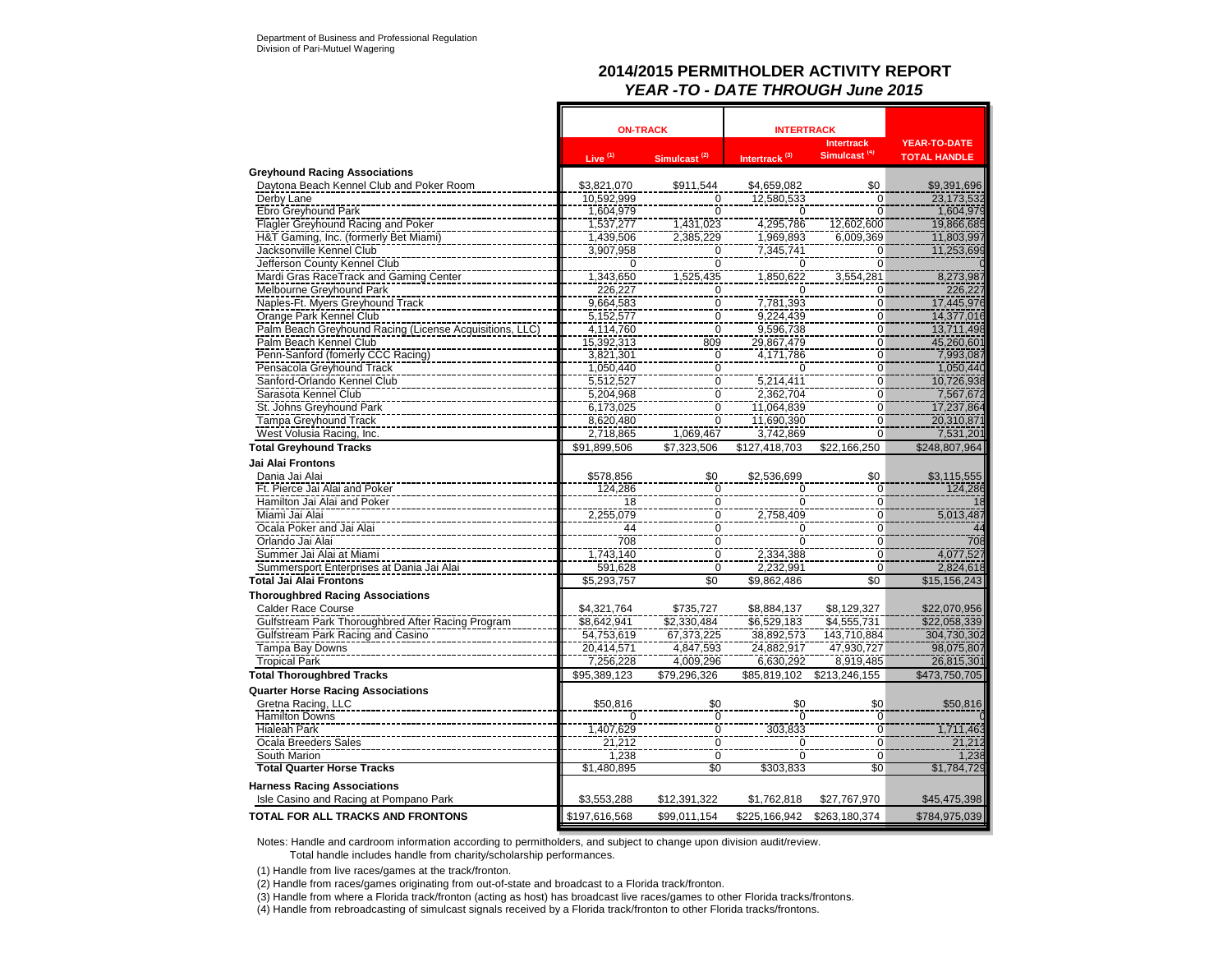Department of Business and Professional Regulation
Division of Pari-Mutuel Wagering

# 2014/2015 PERMITHOLDER ACTIVITY REPORT
## *YEAR -TO - DATE THROUGH June 2015*

| | ON-TRACK | | INTERTRACK | | |
|---|---|---|---|---|---|
| | Live (1) | Simulcast (2) | Intertrack (3) | Intertrack Simulcast (4) | YEAR-TO-DATE TOTAL HANDLE |
| **Greyhound Racing Associations** | | | | | |
| Daytona Beach Kennel Club and Poker Room | $3,821,070 | $911,544 | $4,659,082 | $0 | $9,391,696 |
| Derby Lane | 10,592,999 | 0 | 12,580,533 | 0 | 23,173,532 |
| Ebro Greyhound Park | 1,604,979 | 0 | 0 | 0 | 1,604,979 |
| Flagler Greyhound Racing and Poker | 1,537,277 | 1,431,023 | 4,295,786 | 12,602,600 | 19,866,685 |
| H&T Gaming, Inc. (formerly Bet Miami) | 1,439,506 | 2,385,229 | 1,969,893 | 6,009,369 | 11,803,997 |
| Jacksonville Kennel Club | 3,907,958 | 0 | 7,345,741 | 0 | 11,253,699 |
| Jefferson County Kennel Club | 0 | 0 | 0 | 0 | 0 |
| Mardi Gras RaceTrack and Gaming Center | 1,343,650 | 1,525,435 | 1,850,622 | 3,554,281 | 8,273,987 |
| Melbourne Greyhound Park | 226,227 | 0 | 0 | 0 | 226,227 |
| Naples-Ft. Myers Greyhound Track | 9,664,583 | 0 | 7,781,393 | 0 | 17,445,976 |
| Orange Park Kennel Club | 5,152,577 | 0 | 9,224,439 | 0 | 14,377,016 |
| Palm Beach Greyhound Racing (License Acquisitions, LLC) | 4,114,760 | 0 | 9,596,738 | 0 | 13,711,498 |
| Palm Beach Kennel Club | 15,392,313 | 809 | 29,867,479 | 0 | 45,260,601 |
| Penn-Sanford (fomerly CCC Racing) | 3,821,301 | 0 | 4,171,786 | 0 | 7,993,087 |
| Pensacola Greyhound Track | 1,050,440 | 0 | 0 | 0 | 1,050,440 |
| Sanford-Orlando Kennel Club | 5,512,527 | 0 | 5,214,411 | 0 | 10,726,938 |
| Sarasota Kennel Club | 5,204,968 | 0 | 2,362,704 | 0 | 7,567,672 |
| St. Johns Greyhound Park | 6,173,025 | 0 | 11,064,839 | 0 | 17,237,864 |
| Tampa Greyhound Track | 8,620,480 | 0 | 11,690,390 | 0 | 20,310,871 |
| West Volusia Racing, Inc. | 2,718,865 | 1,069,467 | 3,742,869 | 0 | 7,531,201 |
| **Total Greyhound Tracks** | $91,899,506 | $7,323,506 | $127,418,703 | $22,166,250 | $248,807,964 |
| **Jai Alai Frontons** | | | | | |
| Dania Jai Alai | $578,856 | $0 | $2,536,699 | $0 | $3,115,555 |
| Ft. Pierce Jai Alai and Poker | 124,286 | 0 | 0 | 0 | 124,286 |
| Hamilton Jai Alai and Poker | 18 | 0 | 0 | 0 | 18 |
| Miami Jai Alai | 2,255,079 | 0 | 2,758,409 | 0 | 5,013,487 |
| Ocala Poker and Jai Alai | 44 | 0 | 0 | 0 | 44 |
| Orlando Jai Alai | 708 | 0 | 0 | 0 | 708 |
| Summer Jai Alai at Miami | 1,743,140 | 0 | 2,334,388 | 0 | 4,077,527 |
| Summersport Enterprises at Dania Jai Alai | 591,628 | 0 | 2,232,991 | 0 | 2,824,618 |
| **Total Jai Alai Frontons** | $5,293,757 | $0 | $9,862,486 | $0 | $15,156,243 |
| **Thoroughbred Racing Associations** | | | | | |
| Calder Race Course | $4,321,764 | $735,727 | $8,884,137 | $8,129,327 | $22,070,956 |
| Gulfstream Park Thoroughbred After Racing Program | $8,642,941 | $2,330,484 | $6,529,183 | $4,555,731 | $22,058,339 |
| Gulfstream Park Racing and Casino | 54,753,619 | 67,373,225 | 38,892,573 | 143,710,884 | 304,730,302 |
| Tampa Bay Downs | 20,414,571 | 4,847,593 | 24,882,917 | 47,930,727 | 98,075,807 |
| Tropical Park | 7,256,228 | 4,009,296 | 6,630,292 | 8,919,485 | 26,815,301 |
| **Total Thoroughbred Tracks** | $95,389,123 | $79,296,326 | $85,819,102 | $213,246,155 | $473,750,705 |
| **Quarter Horse Racing Associations** | | | | | |
| Gretna Racing, LLC | $50,816 | $0 | $0 | $0 | $50,816 |
| Hamilton Downs | 0 | 0 | 0 | 0 | 0 |
| Hialeah Park | 1,407,629 | 0 | 303,833 | 0 | 1,711,463 |
| Ocala Breeders Sales | 21,212 | 0 | 0 | 0 | 21,212 |
| South Marion | 1,238 | 0 | 0 | 0 | 1,238 |
| **Total Quarter Horse Tracks** | $1,480,895 | $0 | $303,833 | $0 | $1,784,729 |
| **Harness Racing Associations** | | | | | |
| Isle Casino and Racing at Pompano Park | $3,553,288 | $12,391,322 | $1,762,818 | $27,767,970 | $45,475,398 |
| **TOTAL FOR ALL TRACKS AND FRONTONS** | $197,616,568 | $99,011,154 | $225,166,942 | $263,180,374 | $784,975,039 |

Notes: Handle and cardroom information according to permitholders, and subject to change upon division audit/review.
Total handle includes handle from charity/scholarship performances.

(1) Handle from live races/games at the track/fronton.

(2) Handle from races/games originating from out-of-state and broadcast to a Florida track/fronton.

(3) Handle from where a Florida track/fronton (acting as host) has broadcast live races/games to other Florida tracks/frontons.

(4) Handle from rebroadcasting of simulcast signals received by a Florida track/fronton to other Florida tracks/frontons.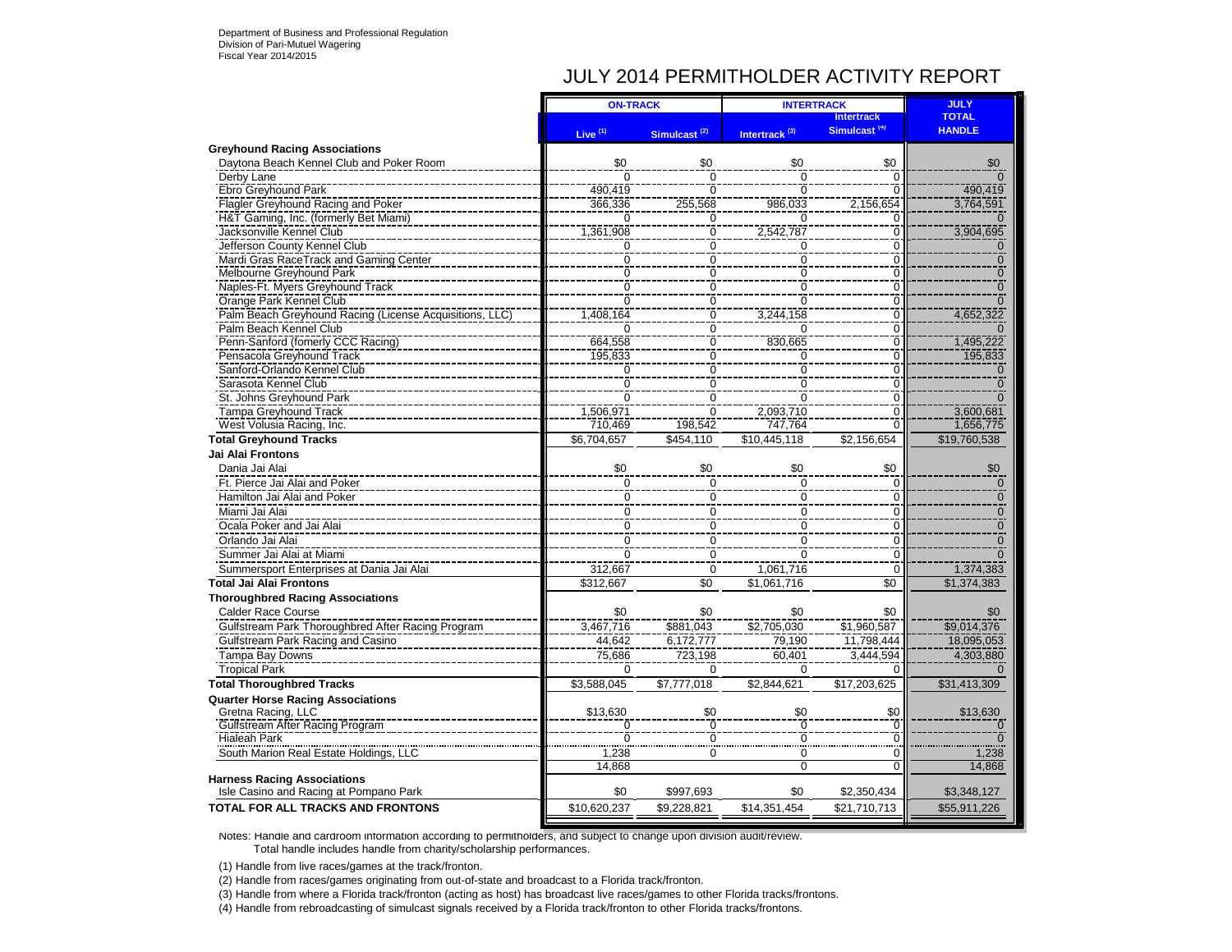Department of Business and Professional Regulation
Division of Pari-Mutuel Wagering
Fiscal Year 2014/2015

# JULY 2014 PERMITHOLDER ACTIVITY REPORT

| | ON-TRACK | | INTERTRACK | | JULY TOTAL HANDLE |
|---|---|---|---|---|---|
| | Live (1) | Simulcast (2) | Intertrack (3) | Intertrack Simulcast (4) | |
| **Greyhound Racing Associations** | | | | | |
| Daytona Beach Kennel Club and Poker Room | $0 | $0 | $0 | $0 | $0 |
| Derby Lane | 0 | 0 | 0 | 0 | 0 |
| Ebro Greyhound Park | 490,419 | 0 | 0 | 0 | 490,419 |
| Flagler Greyhound Racing and Poker | 366,336 | 255,568 | 986,033 | 2,156,654 | 3,764,591 |
| H&T Gaming, Inc. (formerly Bet Miami) | 0 | 0 | 0 | 0 | 0 |
| Jacksonville Kennel Club | 1,361,908 | 0 | 2,542,787 | 0 | 3,904,695 |
| Jefferson County Kennel Club | 0 | 0 | 0 | 0 | 0 |
| Mardi Gras RaceTrack and Gaming Center | 0 | 0 | 0 | 0 | 0 |
| Melbourne Greyhound Park | 0 | 0 | 0 | 0 | 0 |
| Naples-Ft. Myers Greyhound Track | 0 | 0 | 0 | 0 | 0 |
| Orange Park Kennel Club | 0 | 0 | 0 | 0 | 0 |
| Palm Beach Greyhound Racing (License Acquisitions, LLC) | 1,408,164 | 0 | 3,244,158 | 0 | 4,652,322 |
| Palm Beach Kennel Club | 0 | 0 | 0 | 0 | 0 |
| Penn-Sanford (fomerly CCC Racing) | 664,558 | 0 | 830,665 | 0 | 1,495,222 |
| Pensacola Greyhound Track | 195,833 | 0 | 0 | 0 | 195,833 |
| Sanford-Orlando Kennel Club | 0 | 0 | 0 | 0 | 0 |
| Sarasota Kennel Club | 0 | 0 | 0 | 0 | 0 |
| St. Johns Greyhound Park | 0 | 0 | 0 | 0 | 0 |
| Tampa Greyhound Track | 1,506,971 | 0 | 2,093,710 | 0 | 3,600,681 |
| West Volusia Racing, Inc. | 710,469 | 198,542 | 747,764 | 0 | 1,656,775 |
| **Total Greyhound Tracks** | $6,704,657 | $454,110 | $10,445,118 | $2,156,654 | $19,760,538 |
| **Jai Alai Frontons** | | | | | |
| Dania Jai Alai | $0 | $0 | $0 | $0 | $0 |
| Ft. Pierce Jai Alai and Poker | 0 | 0 | 0 | 0 | 0 |
| Hamilton Jai Alai and Poker | 0 | 0 | 0 | 0 | 0 |
| Miami Jai Alai | 0 | 0 | 0 | 0 | 0 |
| Ocala Poker and Jai Alai | 0 | 0 | 0 | 0 | 0 |
| Orlando Jai Alai | 0 | 0 | 0 | 0 | 0 |
| Summer Jai Alai at Miami | 0 | 0 | 0 | 0 | 0 |
| Summersport Enterprises at Dania Jai Alai | 312,667 | 0 | 1,061,716 | 0 | 1,374,383 |
| **Total Jai Alai Frontons** | $312,667 | $0 | $1,061,716 | $0 | $1,374,383 |
| **Thoroughbred Racing Associations** | | | | | |
| Calder Race Course | $0 | $0 | $0 | $0 | $0 |
| Gulfstream Park Thoroughbred After Racing Program | 3,467,716 | $881,043 | $2,705,030 | $1,960,587 | $9,014,376 |
| Gulfstream Park Racing and Casino | 44,642 | 6,172,777 | 79,190 | 11,798,444 | 18,095,053 |
| Tampa Bay Downs | 75,686 | 723,198 | 60,401 | 3,444,594 | 4,303,880 |
| Tropical Park | 0 | 0 | 0 | 0 | 0 |
| **Total Thoroughbred Tracks** | $3,588,045 | $7,777,018 | $2,844,621 | $17,203,625 | $31,413,309 |
| **Quarter Horse Racing Associations** | | | | | |
| Gretna Racing, LLC | $13,630 | $0 | $0 | $0 | $13,630 |
| Gulfstream After Racing Program | 0 | 0 | 0 | 0 | 0 |
| Hialeah Park | 0 | 0 | 0 | 0 | 0 |
| South Marion Real Estate Holdings, LLC | 1,238 | 0 | 0 | 0 | 1,238 |
| | 14,868 | | 0 | 0 | 14,868 |
| **Harness Racing Associations** | | | | | |
| Isle Casino and Racing at Pompano Park | $0 | $997,693 | $0 | $2,350,434 | $3,348,127 |
| **TOTAL FOR ALL TRACKS AND FRONTONS** | $10,620,237 | $9,228,821 | $14,351,454 | $21,710,713 | $55,911,226 |

Notes: Handle and cardroom information according to permitholders, and subject to change upon division audit/review.
Total handle includes handle from charity/scholarship performances.

(1) Handle from live races/games at the track/fronton.

(2) Handle from races/games originating from out-of-state and broadcast to a Florida track/fronton.

(3) Handle from where a Florida track/fronton (acting as host) has broadcast live races/games to other Florida tracks/frontons.

(4) Handle from rebroadcasting of simulcast signals received by a Florida track/fronton to other Florida tracks/frontons.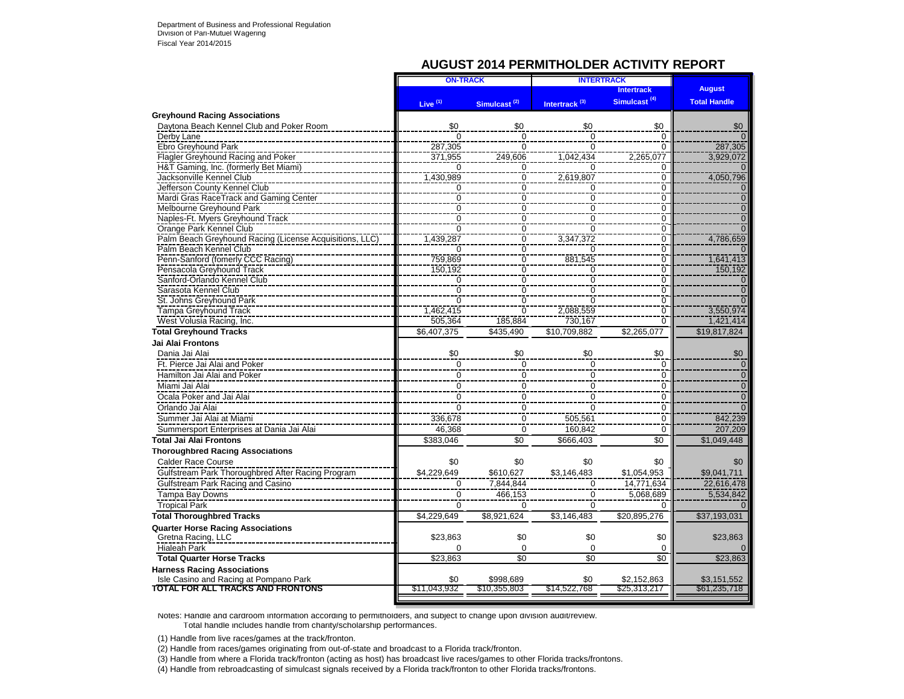Department of Business and Professional Regulation
Division of Pari-Mutuel Wagering
Fiscal Year 2014/2015

## AUGUST 2014 PERMITHOLDER ACTIVITY REPORT

| | ON-TRACK | | INTERTRACK | | |
|---|---|---|---|---|---|
| | Live (1) | Simulcast (2) | Intertrack (3) | Intertrack Simulcast (4) | August Total Handle |
| **Greyhound Racing Associations** | | | | | |
| Daytona Beach Kennel Club and Poker Room | $0 | $0 | $0 | $0 | $0 |
| Derby Lane | 0 | 0 | 0 | 0 | 0 |
| Ebro Greyhound Park | 287,305 | 0 | 0 | 0 | 287,305 |
| Flagler Greyhound Racing and Poker | 371,955 | 249,606 | 1,042,434 | 2,265,077 | 3,929,072 |
| H&T Gaming, Inc. (formerly Bet Miami) | 0 | 0 | 0 | 0 | 0 |
| Jacksonville Kennel Club | 1,430,989 | 0 | 2,619,807 | 0 | 4,050,796 |
| Jefferson County Kennel Club | 0 | 0 | 0 | 0 | 0 |
| Mardi Gras RaceTrack and Gaming Center | 0 | 0 | 0 | 0 | 0 |
| Melbourne Greyhound Park | 0 | 0 | 0 | 0 | 0 |
| Naples-Ft. Myers Greyhound Track | 0 | 0 | 0 | 0 | 0 |
| Orange Park Kennel Club | 0 | 0 | 0 | 0 | 0 |
| Palm Beach Greyhound Racing (License Acquisitions, LLC) | 1,439,287 | 0 | 3,347,372 | 0 | 4,786,659 |
| Palm Beach Kennel Club | 0 | 0 | 0 | 0 | 0 |
| Penn-Sanford (fomerly CCC Racing) | 759,869 | 0 | 881,545 | 0 | 1,641,413 |
| Pensacola Greyhound Track | 150,192 | 0 | 0 | 0 | 150,192 |
| Sanford-Orlando Kennel Club | 0 | 0 | 0 | 0 | 0 |
| Sarasota Kennel Club | 0 | 0 | 0 | 0 | 0 |
| St. Johns Greyhound Park | 0 | 0 | 0 | 0 | 0 |
| Tampa Greyhound Track | 1,462,415 | 0 | 2,088,559 | 0 | 3,550,974 |
| West Volusia Racing, Inc. | 505,364 | 185,884 | 730,167 | 0 | 1,421,414 |
| **Total Greyhound Tracks** | $6,407,375 | $435,490 | $10,709,882 | $2,265,077 | $19,817,824 |
| **Jai Alai Frontons** | | | | | |
| Dania Jai Alai | $0 | $0 | $0 | $0 | $0 |
| Ft. Pierce Jai Alai and Poker | 0 | 0 | 0 | 0 | 0 |
| Hamilton Jai Alai and Poker | 0 | 0 | 0 | 0 | 0 |
| Miami Jai Alai | 0 | 0 | 0 | 0 | 0 |
| Ocala Poker and Jai Alai | 0 | 0 | 0 | 0 | 0 |
| Orlando Jai Alai | 0 | 0 | 0 | 0 | 0 |
| Summer Jai Alai at Miami | 336,678 | 0 | 505,561 | 0 | 842,239 |
| Summersport Enterprises at Dania Jai Alai | 46,368 | 0 | 160,842 | 0 | 207,209 |
| **Total Jai Alai Frontons** | $383,046 | $0 | $666,403 | $0 | $1,049,448 |
| **Thoroughbred Racing Associations** | | | | | |
| Calder Race Course | $0 | $0 | $0 | $0 | $0 |
| Gulfstream Park Thoroughbred After Racing Program | $4,229,649 | $610,627 | $3,146,483 | $1,054,953 | $9,041,711 |
| Gulfstream Park Racing and Casino | 0 | 7,844,844 | 0 | 14,771,634 | 22,616,478 |
| Tampa Bay Downs | 0 | 466,153 | 0 | 5,068,689 | 5,534,842 |
| Tropical Park | 0 | 0 | 0 | 0 | 0 |
| **Total Thoroughbred Tracks** | $4,229,649 | $8,921,624 | $3,146,483 | $20,895,276 | $37,193,031 |
| **Quarter Horse Racing Associations** | | | | | |
| Gretna Racing, LLC | $23,863 | $0 | $0 | $0 | $23,863 |
| Hialeah Park | 0 | 0 | 0 | 0 | 0 |
| **Total Quarter Horse Tracks** | $23,863 | $0 | $0 | $0 | $23,863 |
| **Harness Racing Associations** | | | | | |
| Isle Casino and Racing at Pompano Park | $0 | $998,689 | $0 | $2,152,863 | $3,151,552 |
| **TOTAL FOR ALL TRACKS AND FRONTONS** | $11,043,932 | $10,355,803 | $14,522,768 | $25,313,217 | $61,235,718 |

Notes: Handle and cardroom information according to permitholders, and subject to change upon division audit/review.
Total handle includes handle from charity/scholarship performances.

(1) Handle from live races/games at the track/fronton.

(2) Handle from races/games originating from out-of-state and broadcast to a Florida track/fronton.

(3) Handle from where a Florida track/fronton (acting as host) has broadcast live races/games to other Florida tracks/frontons.

(4) Handle from rebroadcasting of simulcast signals received by a Florida track/fronton to other Florida tracks/frontons.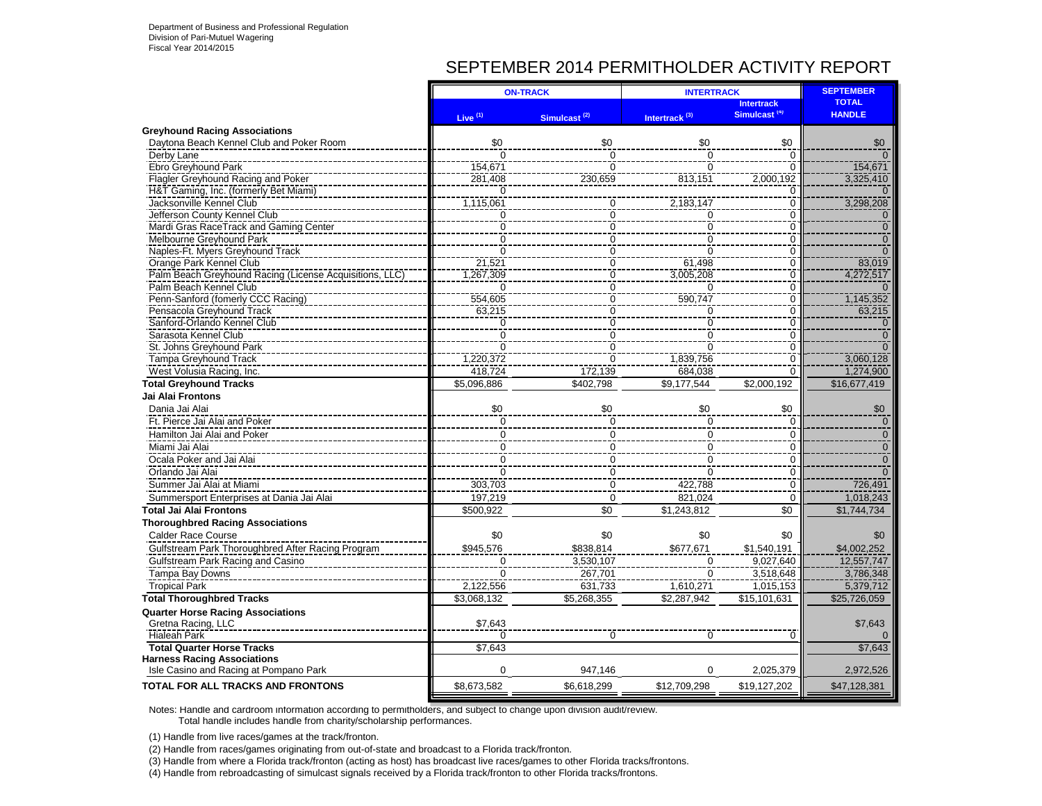Department of Business and Professional Regulation
Division of Pari-Mutuel Wagering
Fiscal Year 2014/2015

# SEPTEMBER 2014 PERMITHOLDER ACTIVITY REPORT

| | ON-TRACK | | INTERTRACK | | SEPTEMBER |
|---|---|---|---|---|---|
| | Live [1] | Simulcast [2] | Intertrack [3] | Intertrack Simulcast [4] | TOTAL HANDLE |
| **Greyhound Racing Associations** | | | | | |
| Daytona Beach Kennel Club and Poker Room | $0 | $0 | $0 | $0 | $0 |
| Derby Lane | 0 | 0 | 0 | 0 | 0 |
| Ebro Greyhound Park | 154,671 | 0 | 0 | 0 | 154,671 |
| Flagler Greyhound Racing and Poker | 281,408 | 230,659 | 813,151 | 2,000,192 | 3,325,410 |
| H&T Gaming, Inc. (formerly Bet Miami) | 0 | | | 0 | 0 |
| Jacksonville Kennel Club | 1,115,061 | 0 | 2,183,147 | 0 | 3,298,208 |
| Jefferson County Kennel Club | 0 | 0 | 0 | 0 | 0 |
| Mardi Gras RaceTrack and Gaming Center | 0 | 0 | 0 | 0 | 0 |
| Melbourne Greyhound Park | 0 | 0 | 0 | 0 | 0 |
| Naples-Ft. Myers Greyhound Track | 0 | 0 | 0 | 0 | 0 |
| Orange Park Kennel Club | 21,521 | 0 | 61,498 | 0 | 83,019 |
| Palm Beach Greyhound Racing (License Acquisitions, LLC) | 1,267,309 | 0 | 3,005,208 | 0 | 4,272,517 |
| Palm Beach Kennel Club | 0 | 0 | 0 | 0 | 0 |
| Penn-Sanford (fomerly CCC Racing) | 554,605 | 0 | 590,747 | 0 | 1,145,352 |
| Pensacola Greyhound Track | 63,215 | 0 | 0 | 0 | 63,215 |
| Sanford-Orlando Kennel Club | 0 | 0 | 0 | 0 | 0 |
| Sarasota Kennel Club | 0 | 0 | 0 | 0 | 0 |
| St. Johns Greyhound Park | 0 | 0 | 0 | 0 | 0 |
| Tampa Greyhound Track | 1,220,372 | 0 | 1,839,756 | 0 | 3,060,128 |
| West Volusia Racing, Inc. | 418,724 | 172,139 | 684,038 | 0 | 1,274,900 |
| **Total Greyhound Tracks** | $5,096,886 | $402,798 | $9,177,544 | $2,000,192 | $16,677,419 |
| **Jai Alai Frontons** | | | | | |
| Dania Jai Alai | $0 | $0 | $0 | $0 | $0 |
| Ft. Pierce Jai Alai and Poker | 0 | 0 | 0 | 0 | 0 |
| Hamilton Jai Alai and Poker | 0 | 0 | 0 | 0 | 0 |
| Miami Jai Alai | 0 | 0 | 0 | 0 | 0 |
| Ocala Poker and Jai Alai | 0 | 0 | 0 | 0 | 0 |
| Orlando Jai Alai | 0 | 0 | 0 | 0 | 0 |
| Summer Jai Alai at Miami | 303,703 | 0 | 422,788 | 0 | 726,491 |
| Summersport Enterprises at Dania Jai Alai | 197,219 | 0 | 821,024 | 0 | 1,018,243 |
| **Total Jai Alai Frontons** | $500,922 | $0 | $1,243,812 | $0 | $1,744,734 |
| **Thoroughbred Racing Associations** | | | | | |
| Calder Race Course | $0 | $0 | $0 | $0 | $0 |
| Gulfstream Park Thoroughbred After Racing Program | $945,576 | $838,814 | $677,671 | $1,540,191 | $4,002,252 |
| Gulfstream Park Racing and Casino | 0 | 3,530,107 | 0 | 9,027,640 | 12,557,747 |
| Tampa Bay Downs | 0 | 267,701 | 0 | 3,518,648 | 3,786,348 |
| Tropical Park | 2,122,556 | 631,733 | 1,610,271 | 1,015,153 | 5,379,712 |
| **Total Thoroughbred Tracks** | $3,068,132 | $5,268,355 | $2,287,942 | $15,101,631 | $25,726,059 |
| **Quarter Horse Racing Associations** | | | | | |
| Gretna Racing, LLC | $7,643 | | | | $7,643 |
| Hialeah Park | 0 | 0 | 0 | 0 | 0 |
| **Total Quarter Horse Tracks** | $7,643 | | | | $7,643 |
| **Harness Racing Associations** | | | | | |
| Isle Casino and Racing at Pompano Park | 0 | 947,146 | 0 | 2,025,379 | 2,972,526 |
| **TOTAL FOR ALL TRACKS AND FRONTONS** | $8,673,582 | $6,618,299 | $12,709,298 | $19,127,202 | $47,128,381 |

Notes: Handle and cardroom information according to permitholders, and subject to change upon division audit/review.
Total handle includes handle from charity/scholarship performances.

(1) Handle from live races/games at the track/fronton.

(2) Handle from races/games originating from out-of-state and broadcast to a Florida track/fronton.

(3) Handle from where a Florida track/fronton (acting as host) has broadcast live races/games to other Florida tracks/frontons.

(4) Handle from rebroadcasting of simulcast signals received by a Florida track/fronton to other Florida tracks/frontons.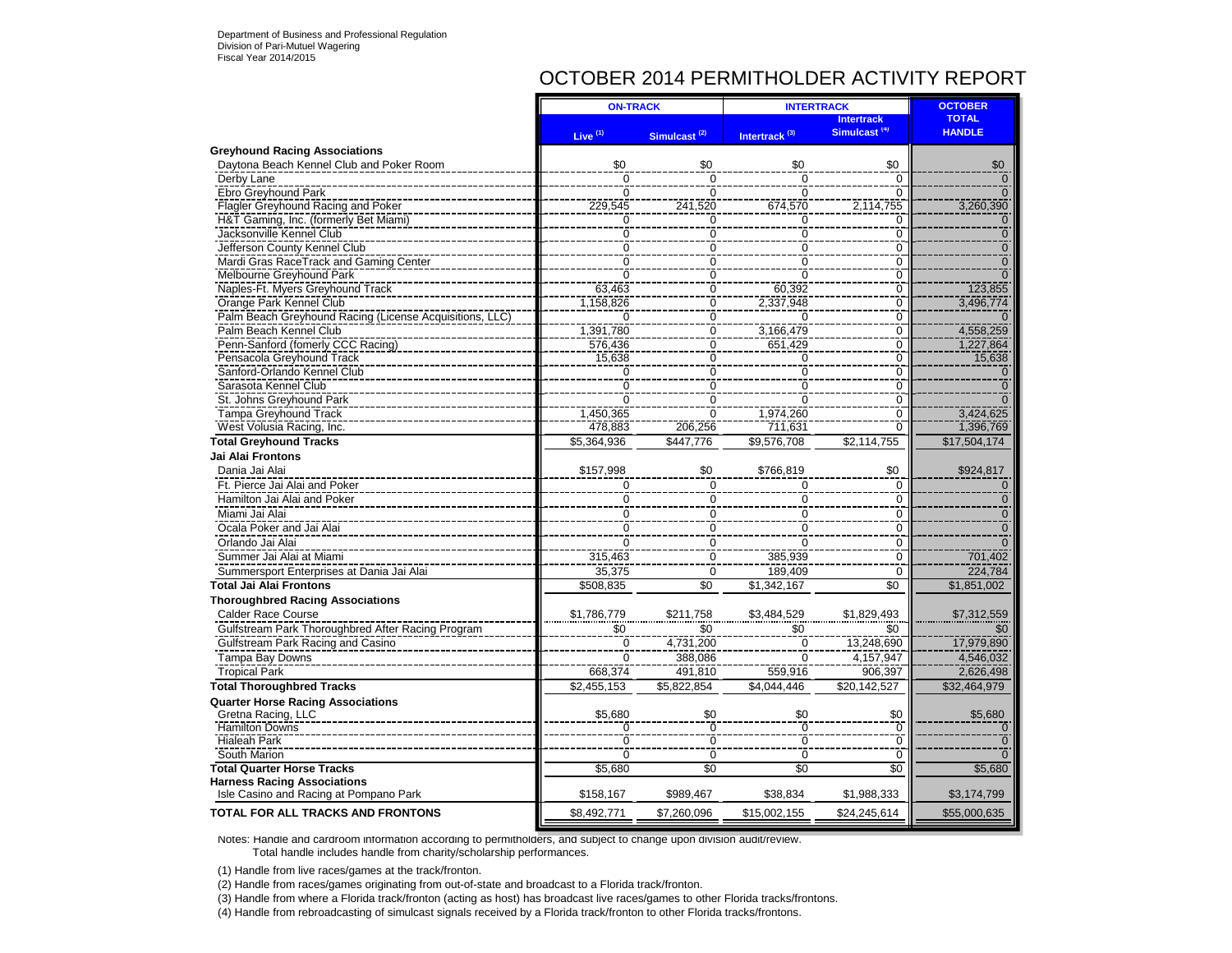Department of Business and Professional Regulation
Division of Pari-Mutuel Wagering
Fiscal Year 2014/2015

# OCTOBER 2014 PERMITHOLDER ACTIVITY REPORT

| | ON-TRACK | | INTERTRACK | | OCTOBER TOTAL HANDLE |
|---|---|---|---|---|---|
| | Live (1) | Simulcast (2) | Intertrack (3) | Intertrack Simulcast (4) | |
| **Greyhound Racing Associations** | | | | | |
| Daytona Beach Kennel Club and Poker Room | $0 | $0 | $0 | $0 | $0 |
| Derby Lane | 0 | 0 | 0 | 0 | 0 |
| Ebro Greyhound Park | 0 | 0 | 0 | 0 | 0 |
| Flagler Greyhound Racing and Poker | 229,545 | 241,520 | 674,570 | 2,114,755 | 3,260,390 |
| H&T Gaming, Inc. (formerly Bet Miami) | 0 | 0 | 0 | 0 | 0 |
| Jacksonville Kennel Club | 0 | 0 | 0 | 0 | 0 |
| Jefferson County Kennel Club | 0 | 0 | 0 | 0 | 0 |
| Mardi Gras RaceTrack and Gaming Center | 0 | 0 | 0 | 0 | 0 |
| Melbourne Greyhound Park | 0 | 0 | 0 | 0 | 0 |
| Naples-Ft. Myers Greyhound Track | 63,463 | 0 | 60,392 | 0 | 123,855 |
| Orange Park Kennel Club | 1,158,826 | 0 | 2,337,948 | 0 | 3,496,774 |
| Palm Beach Greyhound Racing (License Acquisitions, LLC) | 0 | 0 | 0 | 0 | 0 |
| Palm Beach Kennel Club | 1,391,780 | 0 | 3,166,479 | 0 | 4,558,259 |
| Penn-Sanford (fomerly CCC Racing) | 576,436 | 0 | 651,429 | 0 | 1,227,864 |
| Pensacola Greyhound Track | 15,638 | 0 | 0 | 0 | 15,638 |
| Sanford-Orlando Kennel Club | 0 | 0 | 0 | 0 | 0 |
| Sarasota Kennel Club | 0 | 0 | 0 | 0 | 0 |
| St. Johns Greyhound Park | 0 | 0 | 0 | 0 | 0 |
| Tampa Greyhound Track | 1,450,365 | 0 | 1,974,260 | 0 | 3,424,625 |
| West Volusia Racing, Inc. | 478,883 | 206,256 | 711,631 | 0 | 1,396,769 |
| **Total Greyhound Tracks** | $5,364,936 | $447,776 | $9,576,708 | $2,114,755 | $17,504,174 |
| **Jai Alai Frontons** | | | | | |
| Dania Jai Alai | $157,998 | $0 | $766,819 | $0 | $924,817 |
| Ft. Pierce Jai Alai and Poker | 0 | 0 | 0 | 0 | 0 |
| Hamilton Jai Alai and Poker | 0 | 0 | 0 | 0 | 0 |
| Miami Jai Alai | 0 | 0 | 0 | 0 | 0 |
| Ocala Poker and Jai Alai | 0 | 0 | 0 | 0 | 0 |
| Orlando Jai Alai | 0 | 0 | 0 | 0 | 0 |
| Summer Jai Alai at Miami | 315,463 | 0 | 385,939 | 0 | 701,402 |
| Summersport Enterprises at Dania Jai Alai | 35,375 | 0 | 189,409 | 0 | 224,784 |
| **Total Jai Alai Frontons** | $508,835 | $0 | $1,342,167 | $0 | $1,851,002 |
| **Thoroughbred Racing Associations** | | | | | |
| Calder Race Course | $1,786,779 | $211,758 | $3,484,529 | $1,829,493 | $7,312,559 |
| Gulfstream Park Thoroughbred After Racing Program | $0 | $0 | $0 | $0 | $0 |
| Gulfstream Park Racing and Casino | 0 | 4,731,200 | 0 | 13,248,690 | 17,979,890 |
| Tampa Bay Downs | 0 | 388,086 | 0 | 4,157,947 | 4,546,032 |
| Tropical Park | 668,374 | 491,810 | 559,916 | 906,397 | 2,626,498 |
| **Total Thoroughbred Tracks** | $2,455,153 | $5,822,854 | $4,044,446 | $20,142,527 | $32,464,979 |
| **Quarter Horse Racing Associations** | | | | | |
| Gretna Racing, LLC | $5,680 | $0 | $0 | $0 | $5,680 |
| Hamilton Downs | 0 | 0 | 0 | 0 | 0 |
| Hialeah Park | 0 | 0 | 0 | 0 | 0 |
| South Marion | 0 | 0 | 0 | 0 | 0 |
| **Total Quarter Horse Tracks** | $5,680 | $0 | $0 | $0 | $5,680 |
| **Harness Racing Associations** | | | | | |
| Isle Casino and Racing at Pompano Park | $158,167 | $989,467 | $38,834 | $1,988,333 | $3,174,799 |
| **TOTAL FOR ALL TRACKS AND FRONTONS** | $8,492,771 | $7,260,096 | $15,002,155 | $24,245,614 | $55,000,635 |

Notes: Handle and cardroom information according to permitholders, and subject to change upon division audit/review.
Total handle includes handle from charity/scholarship performances.

(1) Handle from live races/games at the track/fronton.

(2) Handle from races/games originating from out-of-state and broadcast to a Florida track/fronton.

(3) Handle from where a Florida track/fronton (acting as host) has broadcast live races/games to other Florida tracks/frontons.

(4) Handle from rebroadcasting of simulcast signals received by a Florida track/fronton to other Florida tracks/frontons.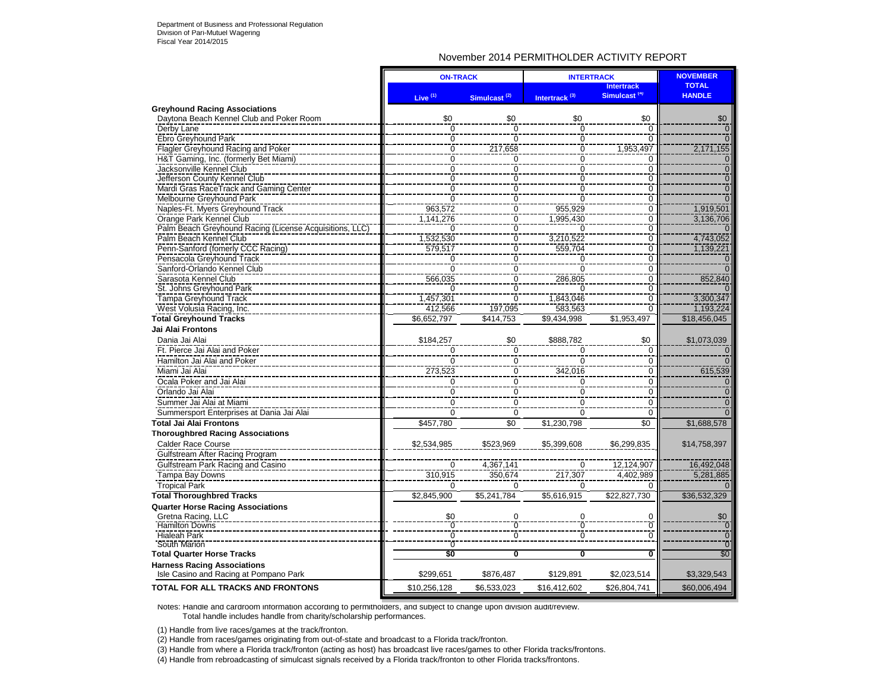Department of Business and Professional Regulation
Division of Pari-Mutuel Wagering
Fiscal Year 2014/2015

## November 2014 PERMITHOLDER ACTIVITY REPORT

| | ON-TRACK | | INTERTRACK | | NOVEMBER TOTAL HANDLE |
|---|---|---|---|---|---|
| | Live (1) | Simulcast (2) | Intertrack (3) | Intertrack Simulcast (4) | |
| **Greyhound Racing Associations** | | | | | |
| Daytona Beach Kennel Club and Poker Room | $0 | $0 | $0 | $0 | $0 |
| Derby Lane | 0 | 0 | 0 | 0 | 0 |
| Ebro Greyhound Park | 0 | 0 | 0 | 0 | 0 |
| Flagler Greyhound Racing and Poker | 0 | 217,658 | 0 | 1,953,497 | 2,171,155 |
| H&T Gaming, Inc. (formerly Bet Miami) | 0 | 0 | 0 | 0 | 0 |
| Jacksonville Kennel Club | 0 | 0 | 0 | 0 | 0 |
| Jefferson County Kennel Club | 0 | 0 | 0 | 0 | 0 |
| Mardi Gras RaceTrack and Gaming Center | 0 | 0 | 0 | 0 | 0 |
| Melbourne Greyhound Park | 0 | 0 | 0 | 0 | 0 |
| Naples-Ft. Myers Greyhound Track | 963,572 | 0 | 955,929 | 0 | 1,919,501 |
| Orange Park Kennel Club | 1,141,276 | 0 | 1,995,430 | 0 | 3,136,706 |
| Palm Beach Greyhound Racing (License Acquisitions, LLC) | 0 | 0 | 0 | 0 | 0 |
| Palm Beach Kennel Club | 1,532,530 | 0 | 3,210,522 | 0 | 4,743,052 |
| Penn-Sanford (fomerly CCC Racing) | 579,517 | 0 | 559,704 | 0 | 1,139,221 |
| Pensacola Greyhound Track | 0 | 0 | 0 | 0 | 0 |
| Sanford-Orlando Kennel Club | 0 | 0 | 0 | 0 | 0 |
| Sarasota Kennel Club | 566,035 | 0 | 286,805 | 0 | 852,840 |
| St. Johns Greyhound Park | 0 | 0 | 0 | 0 | 0 |
| Tampa Greyhound Track | 1,457,301 | 0 | 1,843,046 | 0 | 3,300,347 |
| West Volusia Racing, Inc. | 412,566 | 197,095 | 583,563 | 0 | 1,193,224 |
| **Total Greyhound Tracks** | $6,652,797 | $414,753 | $9,434,998 | $1,953,497 | $18,456,045 |
| **Jai Alai Frontons** | | | | | |
| Dania Jai Alai | $184,257 | $0 | $888,782 | $0 | $1,073,039 |
| Ft. Pierce Jai Alai and Poker | 0 | 0 | 0 | 0 | 0 |
| Hamilton Jai Alai and Poker | 0 | 0 | 0 | 0 | 0 |
| Miami Jai Alai | 273,523 | 0 | 342,016 | 0 | 615,539 |
| Ocala Poker and Jai Alai | 0 | 0 | 0 | 0 | 0 |
| Orlando Jai Alai | 0 | 0 | 0 | 0 | 0 |
| Summer Jai Alai at Miami | 0 | 0 | 0 | 0 | 0 |
| Summersport Enterprises at Dania Jai Alai | 0 | 0 | 0 | 0 | 0 |
| **Total Jai Alai Frontons** | $457,780 | $0 | $1,230,798 | $0 | $1,688,578 |
| **Thoroughbred Racing Associations** | | | | | |
| Calder Race Course | $2,534,985 | $523,969 | $5,399,608 | $6,299,835 | $14,758,397 |
| Gulfstream After Racing Program | | | | | |
| Gulfstream Park Racing and Casino | 0 | 4,367,141 | 0 | 12,124,907 | 16,492,048 |
| Tampa Bay Downs | 310,915 | 350,674 | 217,307 | 4,402,989 | 5,281,885 |
| Tropical Park | 0 | 0 | 0 | 0 | 0 |
| **Total Thoroughbred Tracks** | $2,845,900 | $5,241,784 | $5,616,915 | $22,827,730 | $36,532,329 |
| **Quarter Horse Racing Associations** | | | | | |
| Gretna Racing, LLC | $0 | 0 | 0 | 0 | $0 |
| Hamilton Downs | 0 | 0 | 0 | 0 | 0 |
| Hialeah Park | 0 | 0 | 0 | 0 | 0 |
| South Marion | 0 | | | | 0 |
| **Total Quarter Horse Tracks** | $0 | 0 | 0 | 0 | $0 |
| **Harness Racing Associations** | | | | | |
| Isle Casino and Racing at Pompano Park | $299,651 | $876,487 | $129,891 | $2,023,514 | $3,329,543 |
| **TOTAL FOR ALL TRACKS AND FRONTONS** | $10,256,128 | $6,533,023 | $16,412,602 | $26,804,741 | $60,006,494 |

Notes: Handle and cardroom information according to permitholders, and subject to change upon division audit/review.
Total handle includes handle from charity/scholarship performances.

(1) Handle from live races/games at the track/fronton.

(2) Handle from races/games originating from out-of-state and broadcast to a Florida track/fronton.

(3) Handle from where a Florida track/fronton (acting as host) has broadcast live races/games to other Florida tracks/frontons.

(4) Handle from rebroadcasting of simulcast signals received by a Florida track/fronton to other Florida tracks/frontons.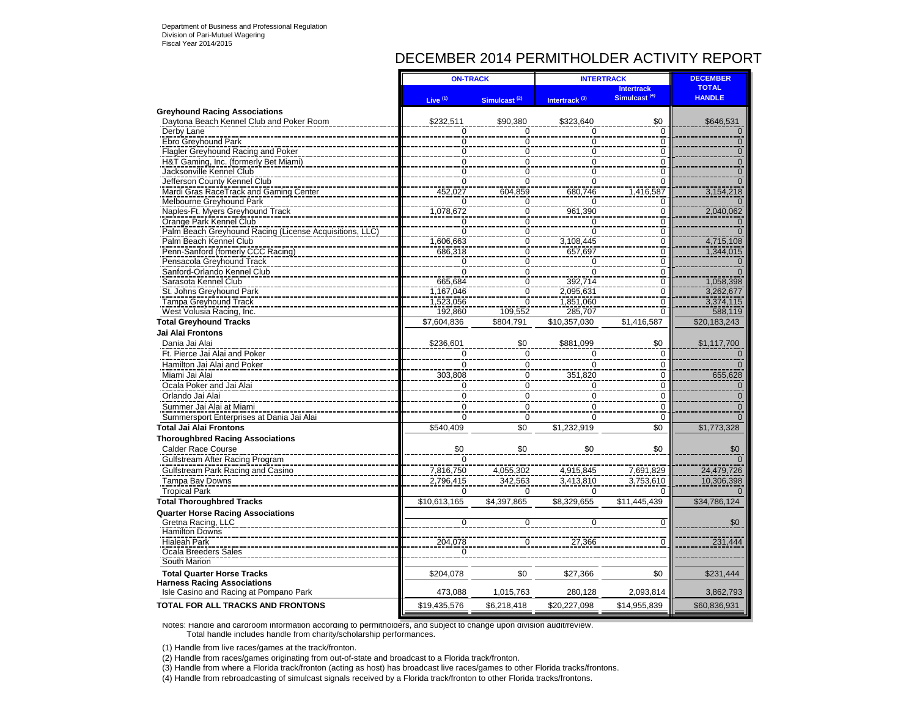Department of Business and Professional Regulation
Division of Pari-Mutuel Wagering
Fiscal Year 2014/2015

# DECEMBER 2014 PERMITHOLDER ACTIVITY REPORT

| | ON-TRACK | | INTERTRACK | | DECEMBER |
|---|---|---|---|---|---|
| | Live (1) | Simulcast (2) | Intertrack (3) | Intertrack Simulcast (4) | TOTAL HANDLE |
| **Greyhound Racing Associations** | | | | | |
| Daytona Beach Kennel Club and Poker Room | $232,511 | $90,380 | $323,640 | $0 | $646,531 |
| Derby Lane | 0 | 0 | 0 | 0 | 0 |
| Ebro Greyhound Park | 0 | 0 | 0 | 0 | 0 |
| Flagler Greyhound Racing and Poker | 0 | 0 | 0 | 0 | 0 |
| H&T Gaming, Inc. (formerly Bet Miami) | 0 | 0 | 0 | 0 | 0 |
| Jacksonville Kennel Club | 0 | 0 | 0 | 0 | 0 |
| Jefferson County Kennel Club | 0 | 0 | 0 | 0 | 0 |
| Mardi Gras RaceTrack and Gaming Center | 452,027 | 604,859 | 680,746 | 1,416,587 | 3,154,218 |
| Melbourne Greyhound Park | 0 | 0 | 0 | 0 | 0 |
| Naples-Ft. Myers Greyhound Track | 1,078,672 | 0 | 961,390 | 0 | 2,040,062 |
| Orange Park Kennel Club | 0 | 0 | 0 | 0 | 0 |
| Palm Beach Greyhound Racing (License Acquisitions, LLC) | 0 | 0 | 0 | 0 | 0 |
| Palm Beach Kennel Club | 1,606,663 | 0 | 3,108,445 | 0 | 4,715,108 |
| Penn-Sanford (fomerly CCC Racing) | 686,318 | 0 | 657,697 | 0 | 1,344,015 |
| Pensacola Greyhound Track | 0 | 0 | 0 | 0 | 0 |
| Sanford-Orlando Kennel Club | 0 | 0 | 0 | 0 | 0 |
| Sarasota Kennel Club | 665,684 | 0 | 392,714 | 0 | 1,058,398 |
| St. Johns Greyhound Park | 1,167,046 | 0 | 2,095,631 | 0 | 3,262,677 |
| Tampa Greyhound Track | 1,523,056 | 0 | 1,851,060 | 0 | 3,374,115 |
| West Volusia Racing, Inc. | 192,860 | 109,552 | 285,707 | 0 | 588,119 |
| **Total Greyhound Tracks** | $7,604,836 | $804,791 | $10,357,030 | $1,416,587 | $20,183,243 |
| **Jai Alai Frontons** | | | | | |
| Dania Jai Alai | $236,601 | $0 | $881,099 | $0 | $1,117,700 |
| Ft. Pierce Jai Alai and Poker | 0 | 0 | 0 | 0 | 0 |
| Hamilton Jai Alai and Poker | 0 | 0 | 0 | 0 | 0 |
| Miami Jai Alai | 303,808 | 0 | 351,820 | 0 | 655,628 |
| Ocala Poker and Jai Alai | 0 | 0 | 0 | 0 | 0 |
| Orlando Jai Alai | 0 | 0 | 0 | 0 | 0 |
| Summer Jai Alai at Miami | 0 | 0 | 0 | 0 | 0 |
| Summersport Enterprises at Dania Jai Alai | 0 | 0 | 0 | 0 | 0 |
| **Total Jai Alai Frontons** | $540,409 | $0 | $1,232,919 | $0 | $1,773,328 |
| **Thoroughbred Racing Associations** | | | | | |
| Calder Race Course | $0 | $0 | $0 | $0 | $0 |
| Gulfstream After Racing Program | 0 | | | | 0 |
| Gulfstream Park Racing and Casino | 7,816,750 | 4,055,302 | 4,915,845 | 7,691,829 | 24,479,726 |
| Tampa Bay Downs | 2,796,415 | 342,563 | 3,413,810 | 3,753,610 | 10,306,398 |
| Tropical Park | 0 | 0 | 0 | 0 | 0 |
| **Total Thoroughbred Tracks** | $10,613,165 | $4,397,865 | $8,329,655 | $11,445,439 | $34,786,124 |
| **Quarter Horse Racing Associations** | | | | | |
| Gretna Racing, LLC | 0 | 0 | 0 | 0 | $0 |
| Hamilton Downs | | | | | |
| Hialeah Park | 204,078 | 0 | 27,366 | 0 | 231,444 |
| Ocala Breeders Sales | 0 | | | | |
| South Marion | | | | | |
| **Total Quarter Horse Tracks** | $204,078 | $0 | $27,366 | $0 | $231,444 |
| **Harness Racing Associations** | | | | | |
| Isle Casino and Racing at Pompano Park | 473,088 | 1,015,763 | 280,128 | 2,093,814 | 3,862,793 |
| **TOTAL FOR ALL TRACKS AND FRONTONS** | $19,435,576 | $6,218,418 | $20,227,098 | $14,955,839 | $60,836,931 |

Notes: Handle and cardroom information according to permitholders, and subject to change upon division audit/review.
Total handle includes handle from charity/scholarship performances.

(1) Handle from live races/games at the track/fronton.

(2) Handle from races/games originating from out-of-state and broadcast to a Florida track/fronton.

(3) Handle from where a Florida track/fronton (acting as host) has broadcast live races/games to other Florida tracks/frontons.

(4) Handle from rebroadcasting of simulcast signals received by a Florida track/fronton to other Florida tracks/frontons.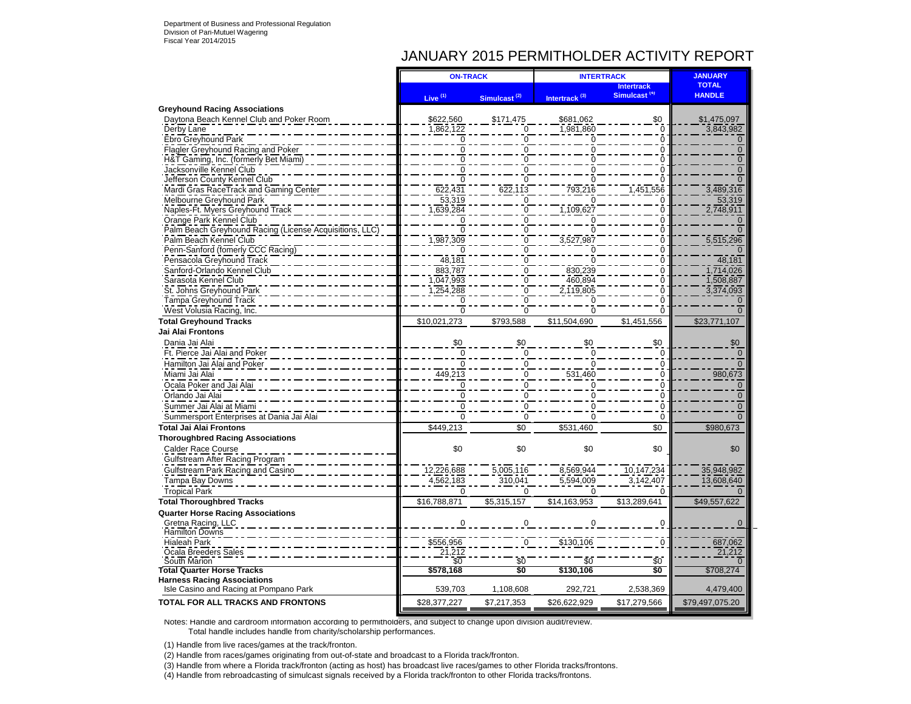Department of Business and Professional Regulation
Division of Pari-Mutuel Wagering
Fiscal Year 2014/2015

# JANUARY 2015 PERMITHOLDER ACTIVITY REPORT

| | ON-TRACK | | INTERTRACK | | JANUARY TOTAL HANDLE |
|---|---|---|---|---|---|
| | Live (1) | Simulcast (2) | Intertrack (3) | Intertrack Simulcast (4) | |
| **Greyhound Racing Associations** | | | | | |
| Daytona Beach Kennel Club and Poker Room | $622,560 | $171,475 | $681,062 | $0 | $1,475,097 |
| Derby Lane | 1,862,122 | 0 | 1,981,860 | 0 | 3,843,982 |
| Ebro Greyhound Park | 0 | 0 | 0 | 0 | 0 |
| Flagler Greyhound Racing and Poker | 0 | 0 | 0 | 0 | 0 |
| H&T Gaming, Inc. (formerly Bet Miami) | 0 | 0 | 0 | 0 | 0 |
| Jacksonville Kennel Club | 0 | 0 | 0 | 0 | 0 |
| Jefferson County Kennel Club | 0 | 0 | 0 | 0 | 0 |
| Mardi Gras RaceTrack and Gaming Center | 622,431 | 622,113 | 793,216 | 1,451,556 | 3,489,316 |
| Melbourne Greyhound Park | 53,319 | 0 | 0 | 0 | 53,319 |
| Naples-Ft. Myers Greyhound Track | 1,639,284 | 0 | 1,109,627 | 0 | 2,748,911 |
| Orange Park Kennel Club | 0 | 0 | 0 | 0 | 0 |
| Palm Beach Greyhound Racing (License Acquisitions, LLC) | 0 | 0 | 0 | 0 | 0 |
| Palm Beach Kennel Club | 1,987,309 | 0 | 3,527,987 | 0 | 5,515,296 |
| Penn-Sanford (fomerly CCC Racing) | 0 | 0 | 0 | 0 | 0 |
| Pensacola Greyhound Track | 48,181 | 0 | 0 | 0 | 48,181 |
| Sanford-Orlando Kennel Club | 883,787 | 0 | 830,239 | 0 | 1,714,026 |
| Sarasota Kennel Club | 1,047,993 | 0 | 460,894 | 0 | 1,508,887 |
| St. Johns Greyhound Park | 1,254,288 | 0 | 2,119,805 | 0 | 3,374,093 |
| Tampa Greyhound Track | 0 | 0 | 0 | 0 | 0 |
| West Volusia Racing, Inc. | 0 | 0 | 0 | 0 | 0 |
| **Total Greyhound Tracks** | $10,021,273 | $793,588 | $11,504,690 | $1,451,556 | $23,771,107 |
| **Jai Alai Frontons** | | | | | |
| Dania Jai Alai | $0 | $0 | $0 | $0 | $0 |
| Ft. Pierce Jai Alai and Poker | 0 | 0 | 0 | 0 | 0 |
| Hamilton Jai Alai and Poker | 0 | 0 | 0 | 0 | 0 |
| Miami Jai Alai | 449,213 | 0 | 531,460 | 0 | 980,673 |
| Ocala Poker and Jai Alai | 0 | 0 | 0 | 0 | 0 |
| Orlando Jai Alai | 0 | 0 | 0 | 0 | 0 |
| Summer Jai Alai at Miami | 0 | 0 | 0 | 0 | 0 |
| Summersport Enterprises at Dania Jai Alai | 0 | 0 | 0 | 0 | 0 |
| **Total Jai Alai Frontons** | $449,213 | $0 | $531,460 | $0 | $980,673 |
| **Thoroughbred Racing Associations** | | | | | |
| Calder Race Course | $0 | $0 | $0 | $0 | $0 |
| Gulfstream After Racing Program | | | | | |
| Gulfstream Park Racing and Casino | 12,226,688 | 5,005,116 | 8,569,944 | 10,147,234 | 35,948,982 |
| Tampa Bay Downs | 4,562,183 | 310,041 | 5,594,009 | 3,142,407 | 13,608,640 |
| Tropical Park | 0 | 0 | 0 | 0 | 0 |
| **Total Thoroughbred Tracks** | $16,788,871 | $5,315,157 | $14,163,953 | $13,289,641 | $49,557,622 |
| **Quarter Horse Racing Associations** | | | | | |
| Gretna Racing, LLC | 0 | 0 | 0 | 0 | 0 |
| Hamilton Downs | | | | | |
| Hialeah Park | $556,956 | 0 | $130,106 | 0 | 687,062 |
| Ocala Breeders Sales | 21,212 | | | | 21,212 |
| South Marion | $0 | $0 | $0 | $0 | 0 |
| **Total Quarter Horse Tracks** | **$578,168** | **$0** | **$130,106** | **$0** | $708,274 |
| **Harness Racing Associations** | | | | | |
| Isle Casino and Racing at Pompano Park | 539,703 | 1,108,608 | 292,721 | 2,538,369 | 4,479,400 |
| **TOTAL FOR ALL TRACKS AND FRONTONS** | $28,377,227 | $7,217,353 | $26,622,929 | $17,279,566 | $79,497,075.20 |

Notes: Handle and cardroom information according to permitholders, and subject to change upon division audit/review.
Total handle includes handle from charity/scholarship performances.

(1) Handle from live races/games at the track/fronton.

(2) Handle from races/games originating from out-of-state and broadcast to a Florida track/fronton.

(3) Handle from where a Florida track/fronton (acting as host) has broadcast live races/games to other Florida tracks/frontons.

(4) Handle from rebroadcasting of simulcast signals received by a Florida track/fronton to other Florida tracks/frontons.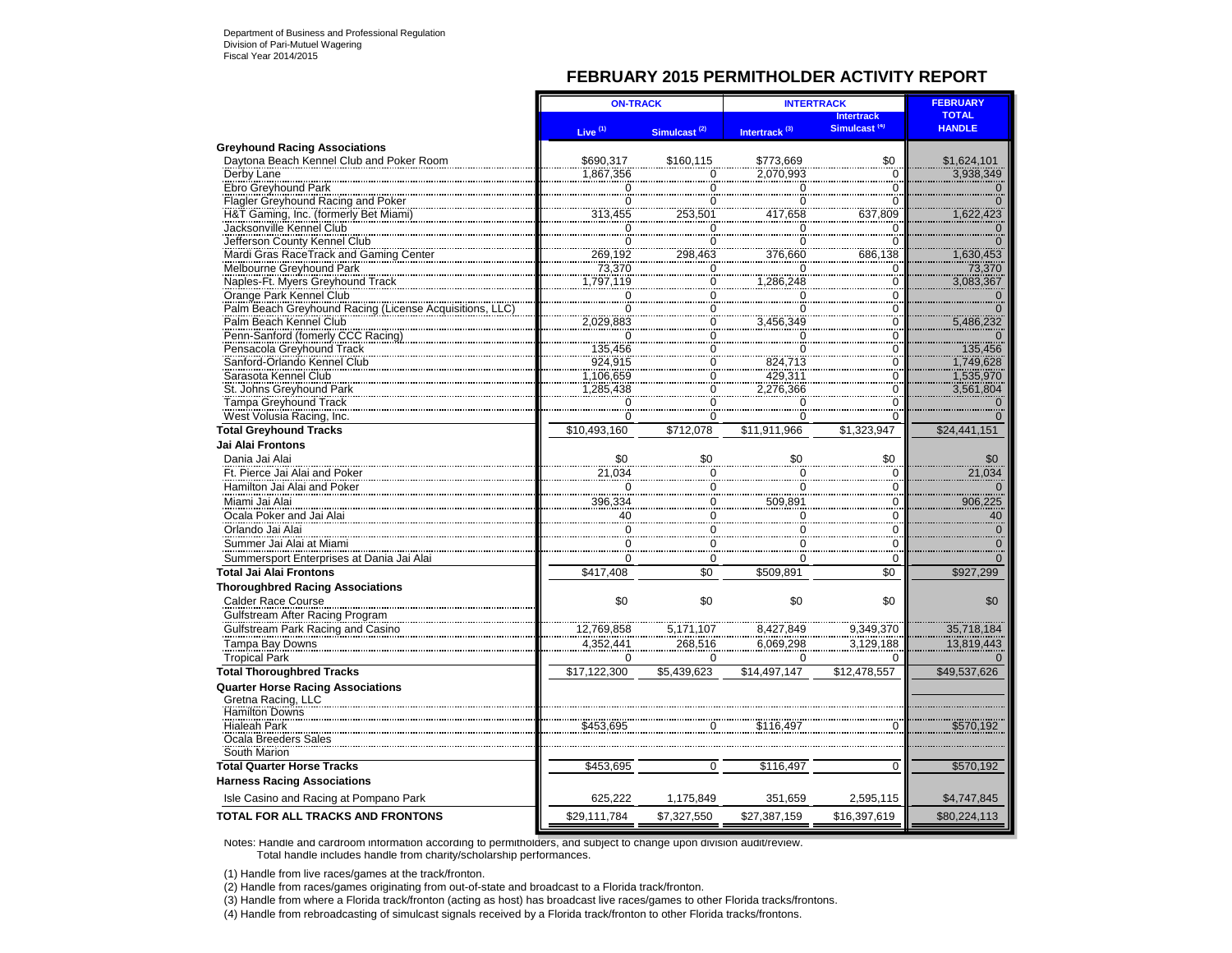Department of Business and Professional Regulation
Division of Pari-Mutuel Wagering
Fiscal Year 2014/2015

## FEBRUARY 2015 PERMITHOLDER ACTIVITY REPORT

| | ON-TRACK | | INTERTRACK | | FEBRUARY |
|---|---|---|---|---|---|
| | Live (1) | Simulcast (2) | Intertrack (3) | Intertrack Simulcast (4) | TOTAL HANDLE |
| **Greyhound Racing Associations** | | | | | |
| Daytona Beach Kennel Club and Poker Room | $690,317 | $160,115 | $773,669 | $0 | $1,624,101 |
| Derby Lane | 1,867,356 | 0 | 2,070,993 | 0 | 3,938,349 |
| Ebro Greyhound Park | 0 | 0 | 0 | 0 | 0 |
| Flagler Greyhound Racing and Poker | 0 | 0 | 0 | 0 | 0 |
| H&T Gaming, Inc. (formerly Bet Miami) | 313,455 | 253,501 | 417,658 | 637,809 | 1,622,423 |
| Jacksonville Kennel Club | 0 | 0 | 0 | 0 | 0 |
| Jefferson County Kennel Club | 0 | 0 | 0 | 0 | 0 |
| Mardi Gras RaceTrack and Gaming Center | 269,192 | 298,463 | 376,660 | 686,138 | 1,630,453 |
| Melbourne Greyhound Park | 73,370 | 0 | 0 | 0 | 73,370 |
| Naples-Ft. Myers Greyhound Track | 1,797,119 | 0 | 1,286,248 | 0 | 3,083,367 |
| Orange Park Kennel Club | 0 | 0 | 0 | 0 | 0 |
| Palm Beach Greyhound Racing (License Acquisitions, LLC) | 0 | 0 | 0 | 0 | 0 |
| Palm Beach Kennel Club | 2,029,883 | 0 | 3,456,349 | 0 | 5,486,232 |
| Penn-Sanford (fomerly CCC Racing) | 0 | 0 | 0 | 0 | 0 |
| Pensacola Greyhound Track | 135,456 | 0 | 0 | 0 | 135,456 |
| Sanford-Orlando Kennel Club | 924,915 | 0 | 824,713 | 0 | 1,749,628 |
| Sarasota Kennel Club | 1,106,659 | 0 | 429,311 | 0 | 1,535,970 |
| St. Johns Greyhound Park | 1,285,438 | 0 | 2,276,366 | 0 | 3,561,804 |
| Tampa Greyhound Track | 0 | 0 | 0 | 0 | 0 |
| West Volusia Racing, Inc. | 0 | 0 | 0 | 0 | 0 |
| **Total Greyhound Tracks** | $10,493,160 | $712,078 | $11,911,966 | $1,323,947 | $24,441,151 |
| **Jai Alai Frontons** | | | | | |
| Dania Jai Alai | $0 | $0 | $0 | $0 | $0 |
| Ft. Pierce Jai Alai and Poker | 21,034 | 0 | 0 | 0 | 21,034 |
| Hamilton Jai Alai and Poker | 0 | 0 | 0 | 0 | 0 |
| Miami Jai Alai | 396,334 | 0 | 509,891 | 0 | 906,225 |
| Ocala Poker and Jai Alai | 40 | 0 | 0 | 0 | 40 |
| Orlando Jai Alai | 0 | 0 | 0 | 0 | 0 |
| Summer Jai Alai at Miami | 0 | 0 | 0 | 0 | 0 |
| Summersport Enterprises at Dania Jai Alai | 0 | 0 | 0 | 0 | 0 |
| **Total Jai Alai Frontons** | $417,408 | $0 | $509,891 | $0 | $927,299 |
| **Thoroughbred Racing Associations** | | | | | |
| Calder Race Course | $0 | $0 | $0 | $0 | $0 |
| Gulfstream After Racing Program | | | | | |
| Gulfstream Park Racing and Casino | 12,769,858 | 5,171,107 | 8,427,849 | 9,349,370 | 35,718,184 |
| Tampa Bay Downs | 4,352,441 | 268,516 | 6,069,298 | 3,129,188 | 13,819,443 |
| Tropical Park | 0 | 0 | 0 | 0 | 0 |
| **Total Thoroughbred Tracks** | $17,122,300 | $5,439,623 | $14,497,147 | $12,478,557 | $49,537,626 |
| **Quarter Horse Racing Associations** | | | | | |
| Gretna Racing, LLC | | | | | |
| Hamilton Downs | | | | | |
| Hialeah Park | $453,695 | 0 | $116,497 | 0 | $570,192 |
| Ocala Breeders Sales | | | | | |
| South Marion | | | | | |
| **Total Quarter Horse Tracks** | $453,695 | 0 | $116,497 | 0 | $570,192 |
| **Harness Racing Associations** | | | | | |
| Isle Casino and Racing at Pompano Park | 625,222 | 1,175,849 | 351,659 | 2,595,115 | $4,747,845 |
| **TOTAL FOR ALL TRACKS AND FRONTONS** | $29,111,784 | $7,327,550 | $27,387,159 | $16,397,619 | $80,224,113 |

Notes: Handle and cardroom information according to permitholders, and subject to change upon division audit/review.
Total handle includes handle from charity/scholarship performances.

(1) Handle from live races/games at the track/fronton.

(2) Handle from races/games originating from out-of-state and broadcast to a Florida track/fronton.

(3) Handle from where a Florida track/fronton (acting as host) has broadcast live races/games to other Florida tracks/frontons.

(4) Handle from rebroadcasting of simulcast signals received by a Florida track/fronton to other Florida tracks/frontons.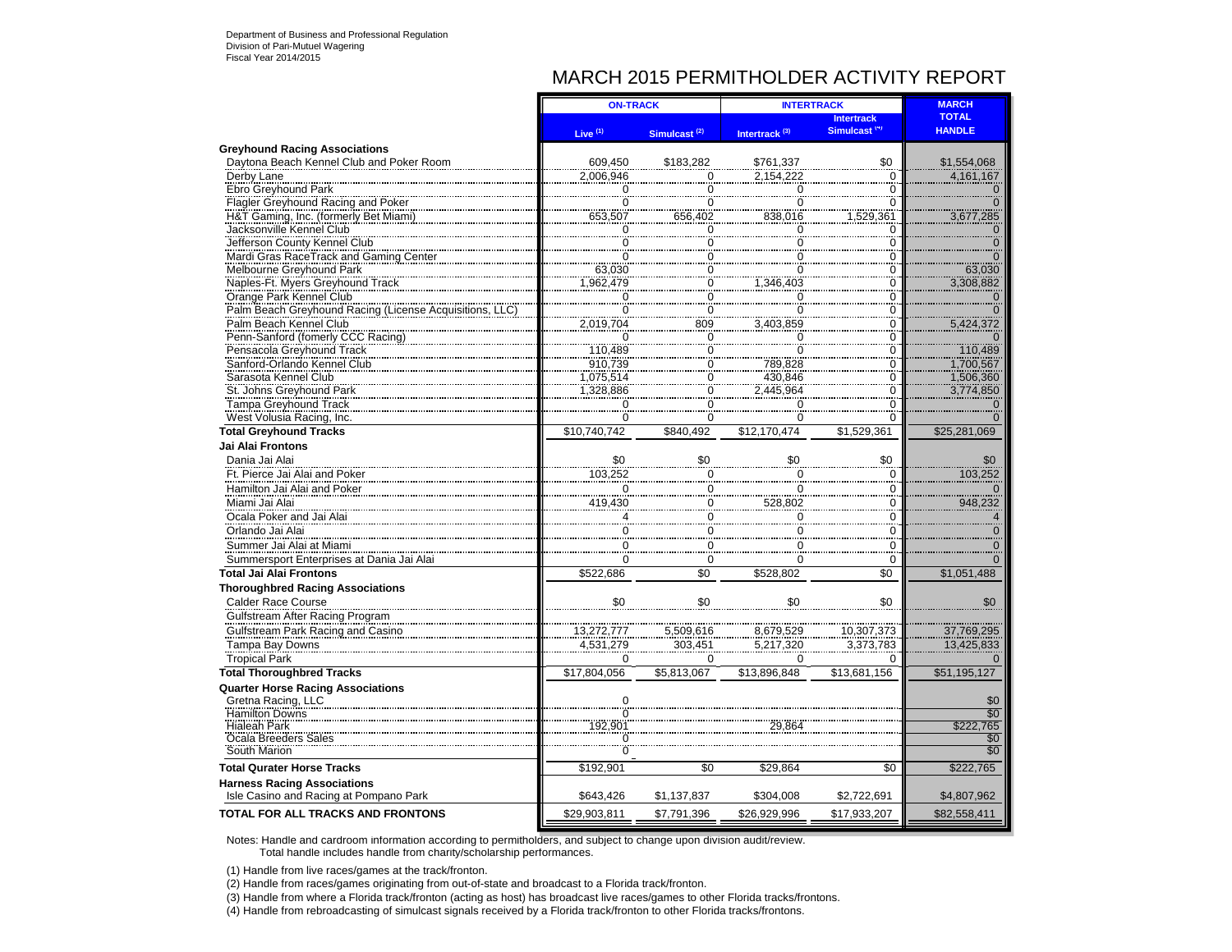Department of Business and Professional Regulation
Division of Pari-Mutuel Wagering
Fiscal Year 2014/2015

# MARCH 2015 PERMITHOLDER ACTIVITY REPORT

| | ON-TRACK | | INTERTRACK | | MARCH TOTAL HANDLE |
|---|---|---|---|---|---|
| | Live (1) | Simulcast (2) | Intertrack (3) | Intertrack Simulcast (4) | |
| **Greyhound Racing Associations** | | | | | |
| Daytona Beach Kennel Club and Poker Room | 609,450 | $183,282 | $761,337 | $0 | $1,554,068 |
| Derby Lane | 2,006,946 | 0 | 2,154,222 | 0 | 4,161,167 |
| Ebro Greyhound Park | 0 | 0 | 0 | 0 | 0 |
| Flagler Greyhound Racing and Poker | 0 | 0 | 0 | 0 | 0 |
| H&T Gaming, Inc. (formerly Bet Miami) | 653,507 | 656,402 | 838,016 | 1,529,361 | 3,677,285 |
| Jacksonville Kennel Club | 0 | 0 | 0 | 0 | 0 |
| Jefferson County Kennel Club | 0 | 0 | 0 | 0 | 0 |
| Mardi Gras RaceTrack and Gaming Center | 0 | 0 | 0 | 0 | 0 |
| Melbourne Greyhound Park | 63,030 | 0 | 0 | 0 | 63,030 |
| Naples-Ft. Myers Greyhound Track | 1,962,479 | 0 | 1,346,403 | 0 | 3,308,882 |
| Orange Park Kennel Club | 0 | 0 | 0 | 0 | 0 |
| Palm Beach Greyhound Racing (License Acquisitions, LLC) | 0 | 0 | 0 | 0 | 0 |
| Palm Beach Kennel Club | 2,019,704 | 809 | 3,403,859 | 0 | 5,424,372 |
| Penn-Sanford (fomerly CCC Racing) | 0 | 0 | 0 | 0 | 0 |
| Pensacola Greyhound Track | 110,489 | 0 | 0 | 0 | 110,489 |
| Sanford-Orlando Kennel Club | 910,739 | 0 | 789,828 | 0 | 1,700,567 |
| Sarasota Kennel Club | 1,075,514 | 0 | 430,846 | 0 | 1,506,360 |
| St. Johns Greyhound Park | 1,328,886 | 0 | 2,445,964 | 0 | 3,774,850 |
| Tampa Greyhound Track | 0 | 0 | 0 | 0 | 0 |
| West Volusia Racing, Inc. | 0 | 0 | 0 | 0 | 0 |
| **Total Greyhound Tracks** | $10,740,742 | $840,492 | $12,170,474 | $1,529,361 | $25,281,069 |
| **Jai Alai Frontons** | | | | | |
| Dania Jai Alai | $0 | $0 | $0 | $0 | $0 |
| Ft. Pierce Jai Alai and Poker | 103,252 | 0 | 0 | 0 | 103,252 |
| Hamilton Jai Alai and Poker | 0 | 0 | 0 | 0 | 0 |
| Miami Jai Alai | 419,430 | 0 | 528,802 | 0 | 948,232 |
| Ocala Poker and Jai Alai | 4 | 0 | 0 | 0 | 4 |
| Orlando Jai Alai | 0 | 0 | 0 | 0 | 0 |
| Summer Jai Alai at Miami | 0 | 0 | 0 | 0 | 0 |
| Summersport Enterprises at Dania Jai Alai | 0 | 0 | 0 | 0 | 0 |
| **Total Jai Alai Frontons** | $522,686 | $0 | $528,802 | $0 | $1,051,488 |
| **Thoroughbred Racing Associations** | | | | | |
| Calder Race Course | $0 | $0 | $0 | $0 | $0 |
| Gulfstream After Racing Program | | | | | |
| Gulfstream Park Racing and Casino | 13,272,777 | 5,509,616 | 8,679,529 | 10,307,373 | 37,769,295 |
| Tampa Bay Downs | 4,531,279 | 303,451 | 5,217,320 | 3,373,783 | 13,425,833 |
| Tropical Park | 0 | 0 | 0 | 0 | 0 |
| **Total Thoroughbred Tracks** | $17,804,056 | $5,813,067 | $13,896,848 | $13,681,156 | $51,195,127 |
| **Quarter Horse Racing Associations** | | | | | |
| Gretna Racing, LLC | 0 | | | | $0 |
| Hamilton Downs | 0 | | | | $0 |
| Hialeah Park | 192,901 | | 29,864 | | $222,765 |
| Ocala Breeders Sales | 0 | | | | $0 |
| South Marion | 0 | | | | $0 |
| **Total Qurater Horse Tracks** | $192,901 | $0 | $29,864 | $0 | $222,765 |
| **Harness Racing Associations** | | | | | |
| Isle Casino and Racing at Pompano Park | $643,426 | $1,137,837 | $304,008 | $2,722,691 | $4,807,962 |
| **TOTAL FOR ALL TRACKS AND FRONTONS** | $29,903,811 | $7,791,396 | $26,929,996 | $17,933,207 | $82,558,411 |

Notes: Handle and cardroom information according to permitholders, and subject to change upon division audit/review.
Total handle includes handle from charity/scholarship performances.

(1) Handle from live races/games at the track/fronton.

(2) Handle from races/games originating from out-of-state and broadcast to a Florida track/fronton.

(3) Handle from where a Florida track/fronton (acting as host) has broadcast live races/games to other Florida tracks/frontons.

(4) Handle from rebroadcasting of simulcast signals received by a Florida track/fronton to other Florida tracks/frontons.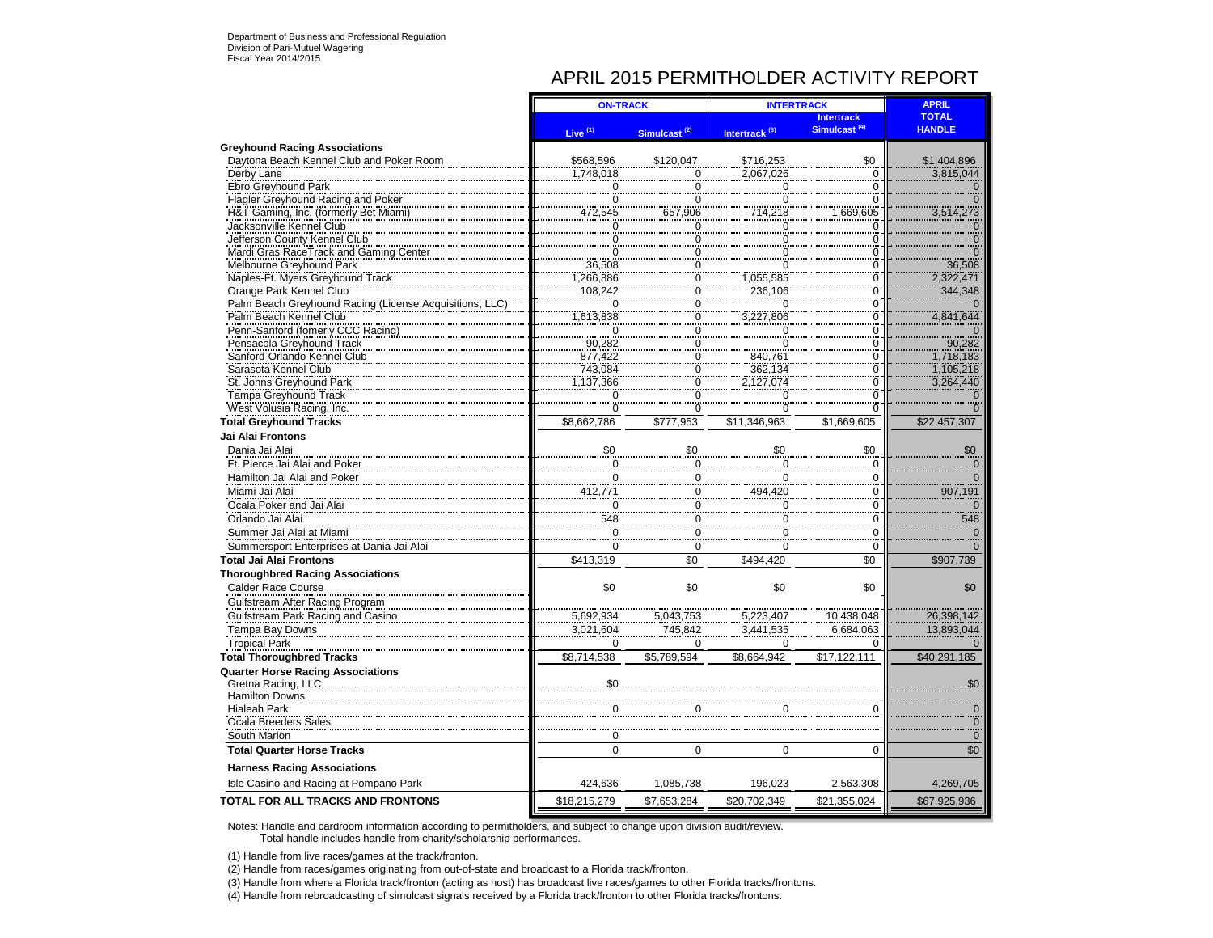Department of Business and Professional Regulation
Division of Pari-Mutuel Wagering
Fiscal Year 2014/2015

# APRIL 2015 PERMITHOLDER ACTIVITY REPORT

| | ON-TRACK | | INTERTRACK | | APRIL TOTAL HANDLE |
|---|---|---|---|---|---|
| | Live (1) | Simulcast (2) | Intertrack (3) | Intertrack Simulcast (4) | |
| **Greyhound Racing Associations** | | | | | |
| Daytona Beach Kennel Club and Poker Room | $568,596 | $120,047 | $716,253 | $0 | $1,404,896 |
| Derby Lane | 1,748,018 | 0 | 2,067,026 | 0 | 3,815,044 |
| Ebro Greyhound Park | 0 | 0 | 0 | 0 | 0 |
| Flagler Greyhound Racing and Poker | 0 | 0 | 0 | 0 | 0 |
| H&T Gaming, Inc. (formerly Bet Miami) | 472,545 | 657,906 | 714,218 | 1,669,605 | 3,514,273 |
| Jacksonville Kennel Club | 0 | 0 | 0 | 0 | 0 |
| Jefferson County Kennel Club | 0 | 0 | 0 | 0 | 0 |
| Mardi Gras RaceTrack and Gaming Center | 0 | 0 | 0 | 0 | 0 |
| Melbourne Greyhound Park | 36,508 | 0 | 0 | 0 | 36,508 |
| Naples-Ft. Myers Greyhound Track | 1,266,886 | 0 | 1,055,585 | 0 | 2,322,471 |
| Orange Park Kennel Club | 108,242 | 0 | 236,106 | 0 | 344,348 |
| Palm Beach Greyhound Racing (License Acquisitions, LLC) | 0 | 0 | 0 | 0 | 0 |
| Palm Beach Kennel Club | 1,613,838 | 0 | 3,227,806 | 0 | 4,841,644 |
| Penn-Sanford (fomerly CCC Racing) | 0 | 0 | 0 | 0 | 0 |
| Pensacola Greyhound Track | 90,282 | 0 | 0 | 0 | 90,282 |
| Sanford-Orlando Kennel Club | 877,422 | 0 | 840,761 | 0 | 1,718,183 |
| Sarasota Kennel Club | 743,084 | 0 | 362,134 | 0 | 1,105,218 |
| St. Johns Greyhound Park | 1,137,366 | 0 | 2,127,074 | 0 | 3,264,440 |
| Tampa Greyhound Track | 0 | 0 | 0 | 0 | 0 |
| West Volusia Racing, Inc. | 0 | 0 | 0 | 0 | 0 |
| **Total Greyhound Tracks** | $8,662,786 | $777,953 | $11,346,963 | $1,669,605 | $22,457,307 |
| **Jai Alai Frontons** | | | | | |
| Dania Jai Alai | $0 | $0 | $0 | $0 | $0 |
| Ft. Pierce Jai Alai and Poker | 0 | 0 | 0 | 0 | 0 |
| Hamilton Jai Alai and Poker | 0 | 0 | 0 | 0 | 0 |
| Miami Jai Alai | 412,771 | 0 | 494,420 | 0 | 907,191 |
| Ocala Poker and Jai Alai | 0 | 0 | 0 | 0 | 0 |
| Orlando Jai Alai | 548 | 0 | 0 | 0 | 548 |
| Summer Jai Alai at Miami | 0 | 0 | 0 | 0 | 0 |
| Summersport Enterprises at Dania Jai Alai | 0 | 0 | 0 | 0 | 0 |
| **Total Jai Alai Frontons** | $413,319 | $0 | $494,420 | $0 | $907,739 |
| **Thoroughbred Racing Associations** | | | | | |
| Calder Race Course | $0 | $0 | $0 | $0 | $0 |
| Gulfstream After Racing Program | | | | | |
| Gulfstream Park Racing and Casino | 5,692,934 | 5,043,753 | 5,223,407 | 10,438,048 | 26,398,142 |
| Tampa Bay Downs | 3,021,604 | 745,842 | 3,441,535 | 6,684,063 | 13,893,044 |
| Tropical Park | 0 | 0 | 0 | 0 | 0 |
| **Total Thoroughbred Tracks** | $8,714,538 | $5,789,594 | $8,664,942 | $17,122,111 | $40,291,185 |
| **Quarter Horse Racing Associations** | | | | | |
| Gretna Racing, LLC | $0 | | | | $0 |
| Hamilton Downs | | | | | |
| Hialeah Park | 0 | 0 | 0 | 0 | 0 |
| Ocala Breeders Sales | | | | | 0 |
| South Marion | 0 | | | | 0 |
| **Total Quarter Horse Tracks** | 0 | 0 | 0 | 0 | $0 |
| **Harness Racing Associations** | | | | | |
| Isle Casino and Racing at Pompano Park | 424,636 | 1,085,738 | 196,023 | 2,563,308 | 4,269,705 |
| **TOTAL FOR ALL TRACKS AND FRONTONS** | $18,215,279 | $7,653,284 | $20,702,349 | $21,355,024 | $67,925,936 |

Notes: Handle and cardroom information according to permitholders, and subject to change upon division audit/review.
Total handle includes handle from charity/scholarship performances.

(1) Handle from live races/games at the track/fronton.

(2) Handle from races/games originating from out-of-state and broadcast to a Florida track/fronton.

(3) Handle from where a Florida track/fronton (acting as host) has broadcast live races/games to other Florida tracks/frontons.

(4) Handle from rebroadcasting of simulcast signals received by a Florida track/fronton to other Florida tracks/frontons.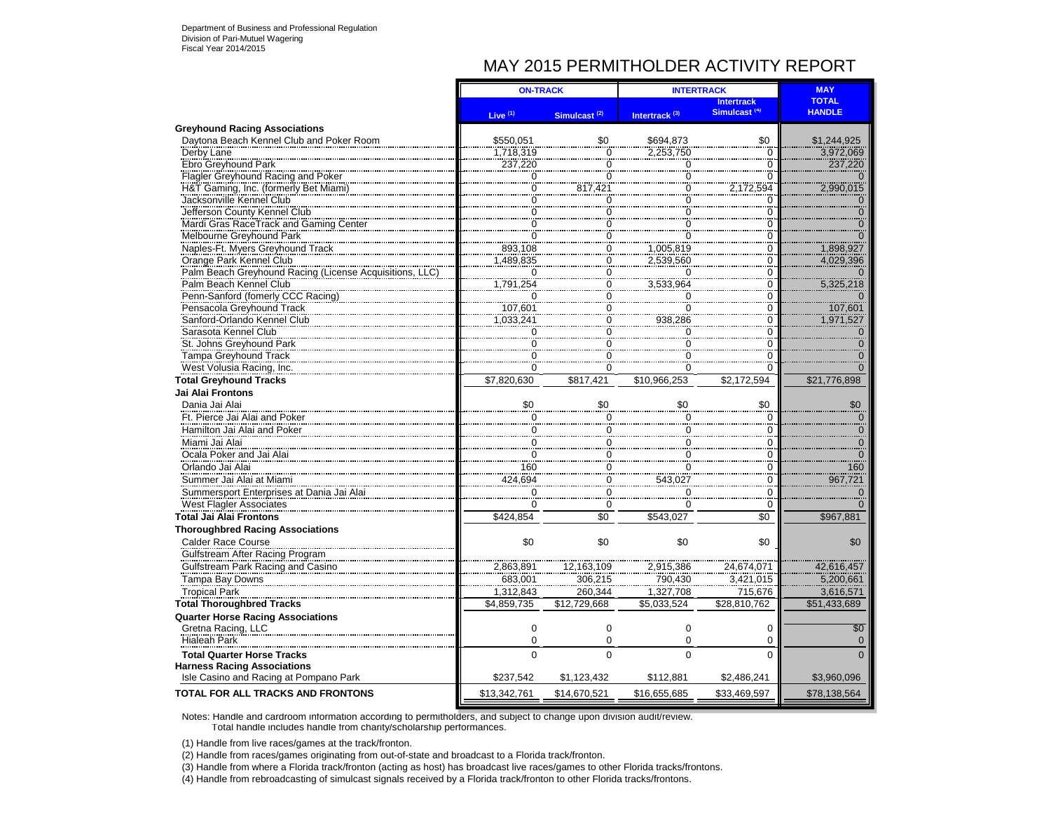Department of Business and Professional Regulation
Division of Pari-Mutuel Wagering
Fiscal Year 2014/2015

# MAY 2015 PERMITHOLDER ACTIVITY REPORT

| | ON-TRACK | | INTERTRACK | | MAY |
|---|---|---|---|---|---|
| | Live (1) | Simulcast (2) | Intertrack (3) | Intertrack Simulcast (4) | TOTAL HANDLE |
| **Greyhound Racing Associations** | | | | | |
| Daytona Beach Kennel Club and Poker Room | $550,051 | $0 | $694,873 | $0 | $1,244,925 |
| Derby Lane | 1,718,319 | 0 | 2,253,750 | 0 | 3,972,069 |
| Ebro Greyhound Park | 237,220 | 0 | 0 | 0 | 237,220 |
| Flagler Greyhound Racing and Poker | 0 | 0 | 0 | 0 | 0 |
| H&T Gaming, Inc. (formerly Bet Miami) | 0 | 817,421 | 0 | 2,172,594 | 2,990,015 |
| Jacksonville Kennel Club | 0 | 0 | 0 | 0 | 0 |
| Jefferson County Kennel Club | 0 | 0 | 0 | 0 | 0 |
| Mardi Gras RaceTrack and Gaming Center | 0 | 0 | 0 | 0 | 0 |
| Melbourne Greyhound Park | 0 | 0 | 0 | 0 | 0 |
| Naples-Ft. Myers Greyhound Track | 893,108 | 0 | 1,005,819 | 0 | 1,898,927 |
| Orange Park Kennel Club | 1,489,835 | 0 | 2,539,560 | 0 | 4,029,396 |
| Palm Beach Greyhound Racing (License Acquisitions, LLC) | 0 | 0 | 0 | 0 | 0 |
| Palm Beach Kennel Club | 1,791,254 | 0 | 3,533,964 | 0 | 5,325,218 |
| Penn-Sanford (fomerly CCC Racing) | 0 | 0 | 0 | 0 | 0 |
| Pensacola Greyhound Track | 107,601 | 0 | 0 | 0 | 107,601 |
| Sanford-Orlando Kennel Club | 1,033,241 | 0 | 938,286 | 0 | 1,971,527 |
| Sarasota Kennel Club | 0 | 0 | 0 | 0 | 0 |
| St. Johns Greyhound Park | 0 | 0 | 0 | 0 | 0 |
| Tampa Greyhound Track | 0 | 0 | 0 | 0 | 0 |
| West Volusia Racing, Inc. | 0 | 0 | 0 | 0 | 0 |
| **Total Greyhound Tracks** | $7,820,630 | $817,421 | $10,966,253 | $2,172,594 | $21,776,898 |
| **Jai Alai Frontons** | | | | | |
| Dania Jai Alai | $0 | $0 | $0 | $0 | $0 |
| Ft. Pierce Jai Alai and Poker | 0 | 0 | 0 | 0 | 0 |
| Hamilton Jai Alai and Poker | 0 | 0 | 0 | 0 | 0 |
| Miami Jai Alai | 0 | 0 | 0 | 0 | 0 |
| Ocala Poker and Jai Alai | 0 | 0 | 0 | 0 | 0 |
| Orlando Jai Alai | 160 | 0 | 0 | 0 | 160 |
| Summer Jai Alai at Miami | 424,694 | 0 | 543,027 | 0 | 967,721 |
| Summersport Enterprises at Dania Jai Alai | 0 | 0 | 0 | 0 | 0 |
| West Flagler Associates | 0 | 0 | 0 | 0 | 0 |
| **Total Jai Alai Frontons** | $424,854 | $0 | $543,027 | $0 | $967,881 |
| **Thoroughbred Racing Associations** | | | | | |
| Calder Race Course | $0 | $0 | $0 | $0 | $0 |
| Gulfstream After Racing Program | | | | | |
| Gulfstream Park Racing and Casino | 2,863,891 | 12,163,109 | 2,915,386 | 24,674,071 | 42,616,457 |
| Tampa Bay Downs | 683,001 | 306,215 | 790,430 | 3,421,015 | 5,200,661 |
| Tropical Park | 1,312,843 | 260,344 | 1,327,708 | 715,676 | 3,616,571 |
| **Total Thoroughbred Tracks** | $4,859,735 | $12,729,668 | $5,033,524 | $28,810,762 | $51,433,689 |
| **Quarter Horse Racing Associations** | | | | | |
| Gretna Racing, LLC | 0 | 0 | 0 | 0 | $0 |
| Hialeah Park | 0 | 0 | 0 | 0 | 0 |
| **Total Quarter Horse Tracks** | 0 | 0 | 0 | 0 | 0 |
| **Harness Racing Associations** | | | | | |
| Isle Casino and Racing at Pompano Park | $237,542 | $1,123,432 | $112,881 | $2,486,241 | $3,960,096 |
| **TOTAL FOR ALL TRACKS AND FRONTONS** | $13,342,761 | $14,670,521 | $16,655,685 | $33,469,597 | $78,138,564 |

Notes: Handle and cardroom information according to permitholders, and subject to change upon division audit/review.
Total handle includes handle from charity/scholarship performances.

(1) Handle from live races/games at the track/fronton.

(2) Handle from races/games originating from out-of-state and broadcast to a Florida track/fronton.

(3) Handle from where a Florida track/fronton (acting as host) has broadcast live races/games to other Florida tracks/frontons.

(4) Handle from rebroadcasting of simulcast signals received by a Florida track/fronton to other Florida tracks/frontons.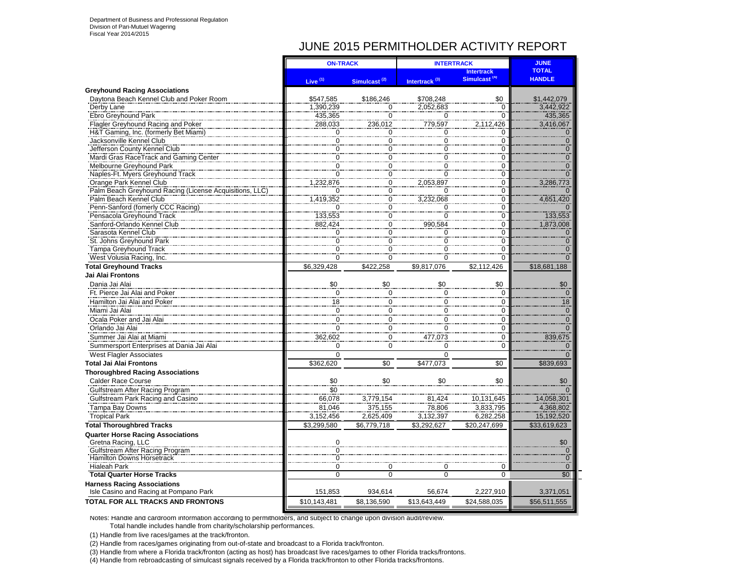Department of Business and Professional Regulation
Division of Pari-Mutuel Wagering
Fiscal Year 2014/2015

# JUNE 2015 PERMITHOLDER ACTIVITY REPORT

| | ON-TRACK | | INTERTRACK | | JUNE |
|---|---|---|---|---|---|
| | Live (1) | Simulcast (2) | Intertrack (3) | Intertrack Simulcast (4) | TOTAL HANDLE |
| **Greyhound Racing Associations** | | | | | |
| Daytona Beach Kennel Club and Poker Room | $547,585 | $186,246 | $708,248 | $0 | $1,442,079 |
| Derby Lane | 1,390,239 | 0 | 2,052,683 | 0 | 3,442,922 |
| Ebro Greyhound Park | 435,365 | 0 | 0 | 0 | 435,365 |
| Flagler Greyhound Racing and Poker | 288,033 | 236,012 | 779,597 | 2,112,426 | 3,416,067 |
| H&T Gaming, Inc. (formerly Bet Miami) | 0 | 0 | 0 | 0 | 0 |
| Jacksonville Kennel Club | 0 | 0 | 0 | 0 | 0 |
| Jefferson County Kennel Club | 0 | 0 | 0 | 0 | 0 |
| Mardi Gras RaceTrack and Gaming Center | 0 | 0 | 0 | 0 | 0 |
| Melbourne Greyhound Park | 0 | 0 | 0 | 0 | 0 |
| Naples-Ft. Myers Greyhound Track | 0 | 0 | 0 | 0 | 0 |
| Orange Park Kennel Club | 1,232,876 | 0 | 2,053,897 | 0 | 3,286,773 |
| Palm Beach Greyhound Racing (License Acquisitions, LLC) | 0 | 0 | 0 | 0 | 0 |
| Palm Beach Kennel Club | 1,419,352 | 0 | 3,232,068 | 0 | 4,651,420 |
| Penn-Sanford (fomerly CCC Racing) | 0 | 0 | 0 | 0 | 0 |
| Pensacola Greyhound Track | 133,553 | 0 | 0 | 0 | 133,553 |
| Sanford-Orlando Kennel Club | 882,424 | 0 | 990,584 | 0 | 1,873,008 |
| Sarasota Kennel Club | 0 | 0 | 0 | 0 | 0 |
| St. Johns Greyhound Park | 0 | 0 | 0 | 0 | 0 |
| Tampa Greyhound Track | 0 | 0 | 0 | 0 | 0 |
| West Volusia Racing, Inc. | 0 | 0 | 0 | 0 | 0 |
| **Total Greyhound Tracks** | $6,329,428 | $422,258 | $9,817,076 | $2,112,426 | $18,681,188 |
| **Jai Alai Frontons** | | | | | |
| Dania Jai Alai | $0 | $0 | $0 | $0 | $0 |
| Ft. Pierce Jai Alai and Poker | 0 | 0 | 0 | 0 | 0 |
| Hamilton Jai Alai and Poker | 18 | 0 | 0 | 0 | 18 |
| Miami Jai Alai | 0 | 0 | 0 | 0 | 0 |
| Ocala Poker and Jai Alai | 0 | 0 | 0 | 0 | 0 |
| Orlando Jai Alai | 0 | 0 | 0 | 0 | 0 |
| Summer Jai Alai at Miami | 362,602 | 0 | 477,073 | 0 | 839,675 |
| Summersport Enterprises at Dania Jai Alai | 0 | 0 | 0 | 0 | 0 |
| West Flagler Associates | 0 | | 0 | | 0 |
| **Total Jai Alai Frontons** | $362,620 | $0 | $477,073 | $0 | $839,693 |
| **Thoroughbred Racing Associations** | | | | | |
| Calder Race Course | $0 | $0 | $0 | $0 | $0 |
| Gulfstream After Racing Program | $0 | | | | 0 |
| Gulfstream Park Racing and Casino | 66,078 | 3,779,154 | 81,424 | 10,131,645 | 14,058,301 |
| Tampa Bay Downs | 81,046 | 375,155 | 78,806 | 3,833,795 | 4,368,802 |
| Tropical Park | 3,152,456 | 2,625,409 | 3,132,397 | 6,282,258 | 15,192,520 |
| **Total Thoroughbred Tracks** | $3,299,580 | $6,779,718 | $3,292,627 | $20,247,699 | $33,619,623 |
| **Quarter Horse Racing Associations** | | | | | |
| Gretna Racing, LLC | 0 | | | | $0 |
| Gulfstream After Racing Program | 0 | | | | 0 |
| Hamilton Downs Horsetrack | 0 | | | | 0 |
| Hialeah Park | 0 | 0 | 0 | 0 | 0 |
| **Total Quarter Horse Tracks** | 0 | 0 | 0 | 0 | $0 |
| **Harness Racing Associations** | | | | | |
| Isle Casino and Racing at Pompano Park | 151,853 | 934,614 | 56,674 | 2,227,910 | 3,371,051 |
| **TOTAL FOR ALL TRACKS AND FRONTONS** | $10,143,481 | $8,136,590 | $13,643,449 | $24,588,035 | $56,511,555 |

Notes: Handle and cardroom information according to permitholders, and subject to change upon division audit/review.
Total handle includes handle from charity/scholarship performances.

(1) Handle from live races/games at the track/fronton.

(2) Handle from races/games originating from out-of-state and broadcast to a Florida track/fronton.

(3) Handle from where a Florida track/fronton (acting as host) has broadcast live races/games to other Florida tracks/frontons.

(4) Handle from rebroadcasting of simulcast signals received by a Florida track/fronton to other Florida tracks/frontons.